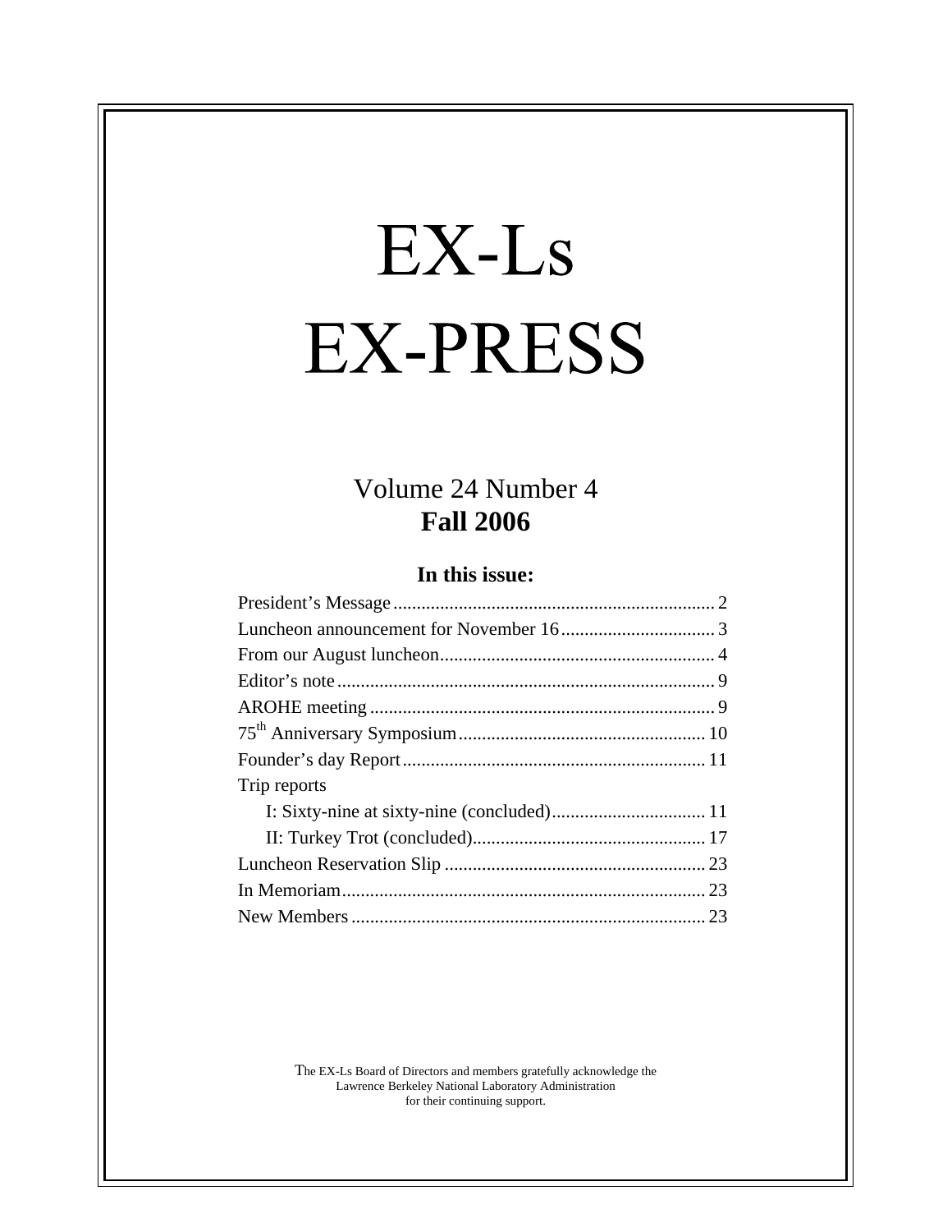# EX-Ls EX-PRESS

## Volume 24 Number 4
**Fall 2006**

### In this issue:

| | |
|---|---|
| President's Message | 2 |
| Luncheon announcement for November 16 | 3 |
| From our August luncheon | 4 |
| Editor's note | 9 |
| AROHE meeting | 9 |
| 75th Anniversary Symposium | 10 |
| Founder's day Report | 11 |
| Trip reports | |
| I: Sixty-nine at sixty-nine (concluded) | 11 |
| II: Turkey Trot (concluded) | 17 |
| Luncheon Reservation Slip | 23 |
| In Memoriam | 23 |
| New Members | 23 |

The EX-Ls Board of Directors and members gratefully acknowledge the Lawrence Berkeley National Laboratory Administration for their continuing support.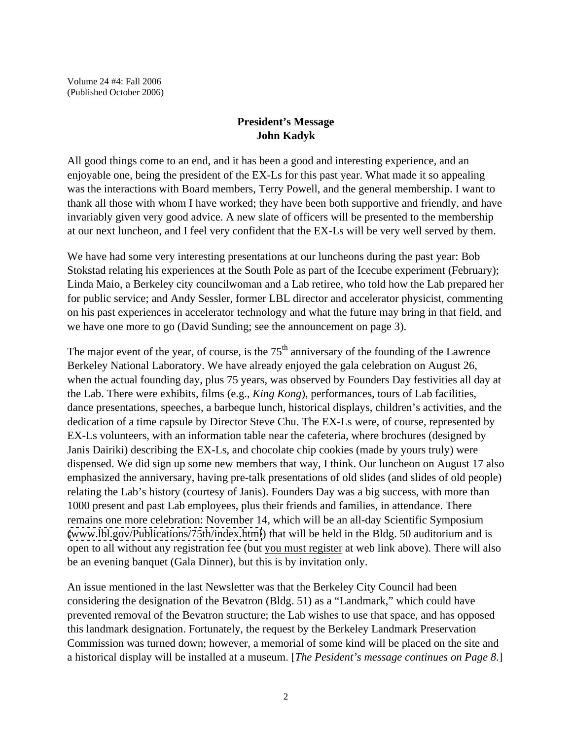Volume 24 #4: Fall 2006
(Published October 2006)

## President's Message
### John Kadyk

All good things come to an end, and it has been a good and interesting experience, and an enjoyable one, being the president of the EX-Ls for this past year. What made it so appealing was the interactions with Board members, Terry Powell, and the general membership. I want to thank all those with whom I have worked; they have been both supportive and friendly, and have invariably given very good advice. A new slate of officers will be presented to the membership at our next luncheon, and I feel very confident that the EX-Ls will be very well served by them.

We have had some very interesting presentations at our luncheons during the past year: Bob Stokstad relating his experiences at the South Pole as part of the Icecube experiment (February); Linda Maio, a Berkeley city councilwoman and a Lab retiree, who told how the Lab prepared her for public service; and Andy Sessler, former LBL director and accelerator physicist, commenting on his past experiences in accelerator technology and what the future may bring in that field, and we have one more to go (David Sunding; see the announcement on page 3).

The major event of the year, of course, is the 75th anniversary of the founding of the Lawrence Berkeley National Laboratory. We have already enjoyed the gala celebration on August 26, when the actual founding day, plus 75 years, was observed by Founders Day festivities all day at the Lab. There were exhibits, films (e.g., *King Kong*), performances, tours of Lab facilities, dance presentations, speeches, a barbeque lunch, historical displays, children's activities, and the dedication of a time capsule by Director Steve Chu. The EX-Ls were, of course, represented by EX-Ls volunteers, with an information table near the cafeteria, where brochures (designed by Janis Dairiki) describing the EX-Ls, and chocolate chip cookies (made by yours truly) were dispensed. We did sign up some new members that way, I think. Our luncheon on August 17 also emphasized the anniversary, having pre-talk presentations of old slides (and slides of old people) relating the Lab's history (courtesy of Janis). Founders Day was a big success, with more than 1000 present and past Lab employees, plus their friends and families, in attendance. There remains one more celebration: November 14, which will be an all-day Scientific Symposium (www.lbl.gov/Publications/75th/index.html) that will be held in the Bldg. 50 auditorium and is open to all without any registration fee (but you must register at web link above). There will also be an evening banquet (Gala Dinner), but this is by invitation only.

An issue mentioned in the last Newsletter was that the Berkeley City Council had been considering the designation of the Bevatron (Bldg. 51) as a "Landmark," which could have prevented removal of the Bevatron structure; the Lab wishes to use that space, and has opposed this landmark designation. Fortunately, the request by the Berkeley Landmark Preservation Commission was turned down; however, a memorial of some kind will be placed on the site and a historical display will be installed at a museum. [*The Pesident's message continues on Page 8*.]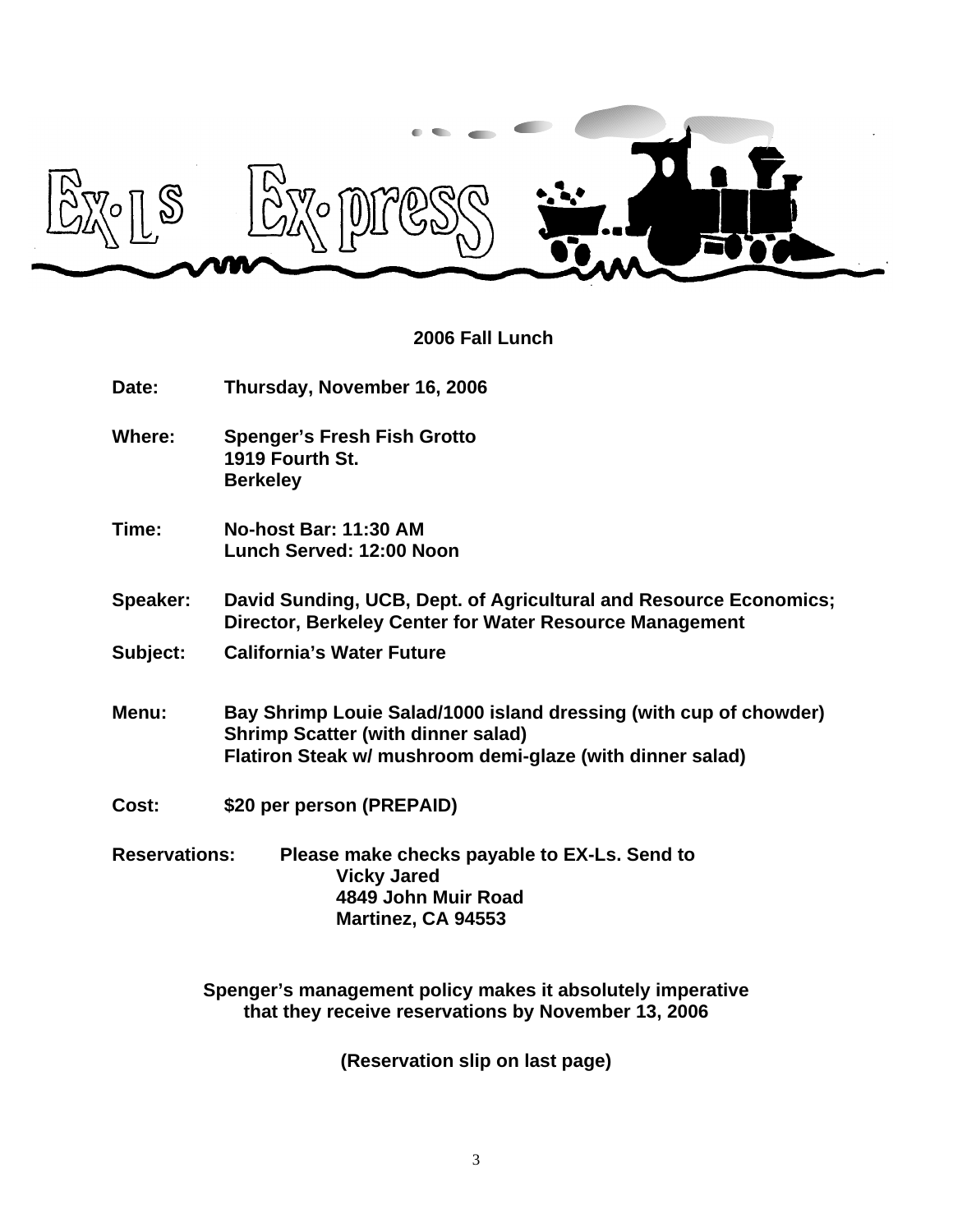# Ex-Ls Ex-press

## 2006 Fall Lunch

**Date:** Thursday, November 16, 2006

**Where:** Spenger's Fresh Fish Grotto
1919 Fourth St.
Berkeley

**Time:** No-host Bar: 11:30 AM
Lunch Served: 12:00 Noon

**Speaker:** David Sunding, UCB, Dept. of Agricultural and Resource Economics; Director, Berkeley Center for Water Resource Management

**Subject:** California's Water Future

**Menu:** Bay Shrimp Louie Salad/1000 island dressing (with cup of chowder)
Shrimp Scatter (with dinner salad)
Flatiron Steak w/ mushroom demi-glaze (with dinner salad)

**Cost:** $20 per person (PREPAID)

**Reservations:** Please make checks payable to EX-Ls. Send to
Vicky Jared
4849 John Muir Road
Martinez, CA 94553

**Spenger's management policy makes it absolutely imperative that they receive reservations by November 13, 2006**

**(Reservation slip on last page)**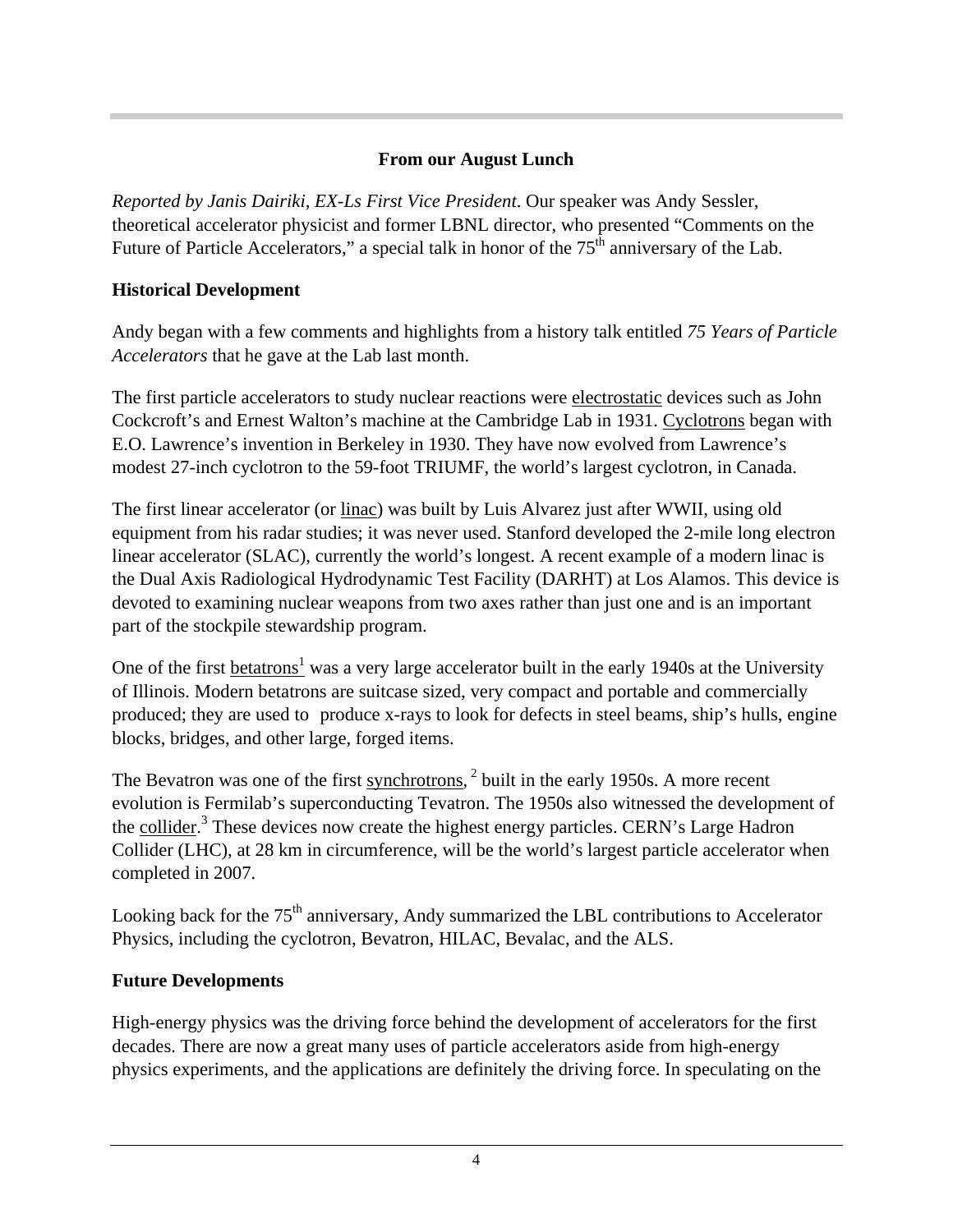**From our August Lunch**

*Reported by Janis Dairiki, EX-Ls First Vice President*. Our speaker was Andy Sessler, theoretical accelerator physicist and former LBNL director, who presented "Comments on the Future of Particle Accelerators," a special talk in honor of the 75th anniversary of the Lab.

**Historical Development**

Andy began with a few comments and highlights from a history talk entitled *75 Years of Particle Accelerators* that he gave at the Lab last month.

The first particle accelerators to study nuclear reactions were electrostatic devices such as John Cockcroft's and Ernest Walton's machine at the Cambridge Lab in 1931. Cyclotrons began with E.O. Lawrence's invention in Berkeley in 1930. They have now evolved from Lawrence's modest 27-inch cyclotron to the 59-foot TRIUMF, the world's largest cyclotron, in Canada.

The first linear accelerator (or linac) was built by Luis Alvarez just after WWII, using old equipment from his radar studies; it was never used. Stanford developed the 2-mile long electron linear accelerator (SLAC), currently the world's longest. A recent example of a modern linac is the Dual Axis Radiological Hydrodynamic Test Facility (DARHT) at Los Alamos. This device is devoted to examining nuclear weapons from two axes rather than just one and is an important part of the stockpile stewardship program.

One of the first betatrons[1] was a very large accelerator built in the early 1940s at the University of Illinois. Modern betatrons are suitcase sized, very compact and portable and commercially produced; they are used to produce x-rays to look for defects in steel beams, ship's hulls, engine blocks, bridges, and other large, forged items.

The Bevatron was one of the first synchrotrons,[2] built in the early 1950s. A more recent evolution is Fermilab's superconducting Tevatron. The 1950s also witnessed the development of the collider.[3] These devices now create the highest energy particles. CERN's Large Hadron Collider (LHC), at 28 km in circumference, will be the world's largest particle accelerator when completed in 2007.

Looking back for the 75th anniversary, Andy summarized the LBL contributions to Accelerator Physics, including the cyclotron, Bevatron, HILAC, Bevalac, and the ALS.

**Future Developments**

High-energy physics was the driving force behind the development of accelerators for the first decades. There are now a great many uses of particle accelerators aside from high-energy physics experiments, and the applications are definitely the driving force. In speculating on the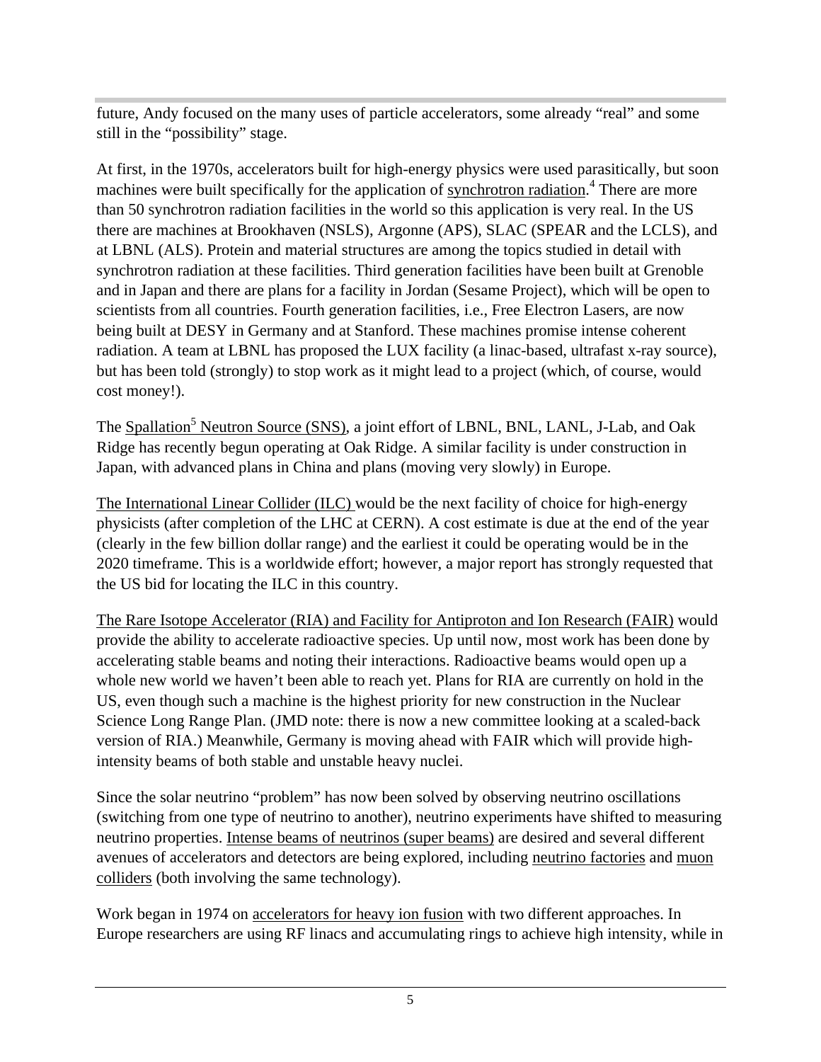future, Andy focused on the many uses of particle accelerators, some already "real" and some still in the "possibility" stage.

At first, in the 1970s, accelerators built for high-energy physics were used parasitically, but soon machines were built specifically for the application of synchrotron radiation.[4] There are more than 50 synchrotron radiation facilities in the world so this application is very real. In the US there are machines at Brookhaven (NSLS), Argonne (APS), SLAC (SPEAR and the LCLS), and at LBNL (ALS). Protein and material structures are among the topics studied in detail with synchrotron radiation at these facilities. Third generation facilities have been built at Grenoble and in Japan and there are plans for a facility in Jordan (Sesame Project), which will be open to scientists from all countries. Fourth generation facilities, i.e., Free Electron Lasers, are now being built at DESY in Germany and at Stanford. These machines promise intense coherent radiation. A team at LBNL has proposed the LUX facility (a linac-based, ultrafast x-ray source), but has been told (strongly) to stop work as it might lead to a project (which, of course, would cost money!).

The Spallation[5] Neutron Source (SNS), a joint effort of LBNL, BNL, LANL, J-Lab, and Oak Ridge has recently begun operating at Oak Ridge. A similar facility is under construction in Japan, with advanced plans in China and plans (moving very slowly) in Europe.

The International Linear Collider (ILC) would be the next facility of choice for high-energy physicists (after completion of the LHC at CERN). A cost estimate is due at the end of the year (clearly in the few billion dollar range) and the earliest it could be operating would be in the 2020 timeframe. This is a worldwide effort; however, a major report has strongly requested that the US bid for locating the ILC in this country.

The Rare Isotope Accelerator (RIA) and Facility for Antiproton and Ion Research (FAIR) would provide the ability to accelerate radioactive species. Up until now, most work has been done by accelerating stable beams and noting their interactions. Radioactive beams would open up a whole new world we haven't been able to reach yet. Plans for RIA are currently on hold in the US, even though such a machine is the highest priority for new construction in the Nuclear Science Long Range Plan. (JMD note: there is now a new committee looking at a scaled-back version of RIA.) Meanwhile, Germany is moving ahead with FAIR which will provide high-intensity beams of both stable and unstable heavy nuclei.

Since the solar neutrino "problem" has now been solved by observing neutrino oscillations (switching from one type of neutrino to another), neutrino experiments have shifted to measuring neutrino properties. Intense beams of neutrinos (super beams) are desired and several different avenues of accelerators and detectors are being explored, including neutrino factories and muon colliders (both involving the same technology).

Work began in 1974 on accelerators for heavy ion fusion with two different approaches. In Europe researchers are using RF linacs and accumulating rings to achieve high intensity, while in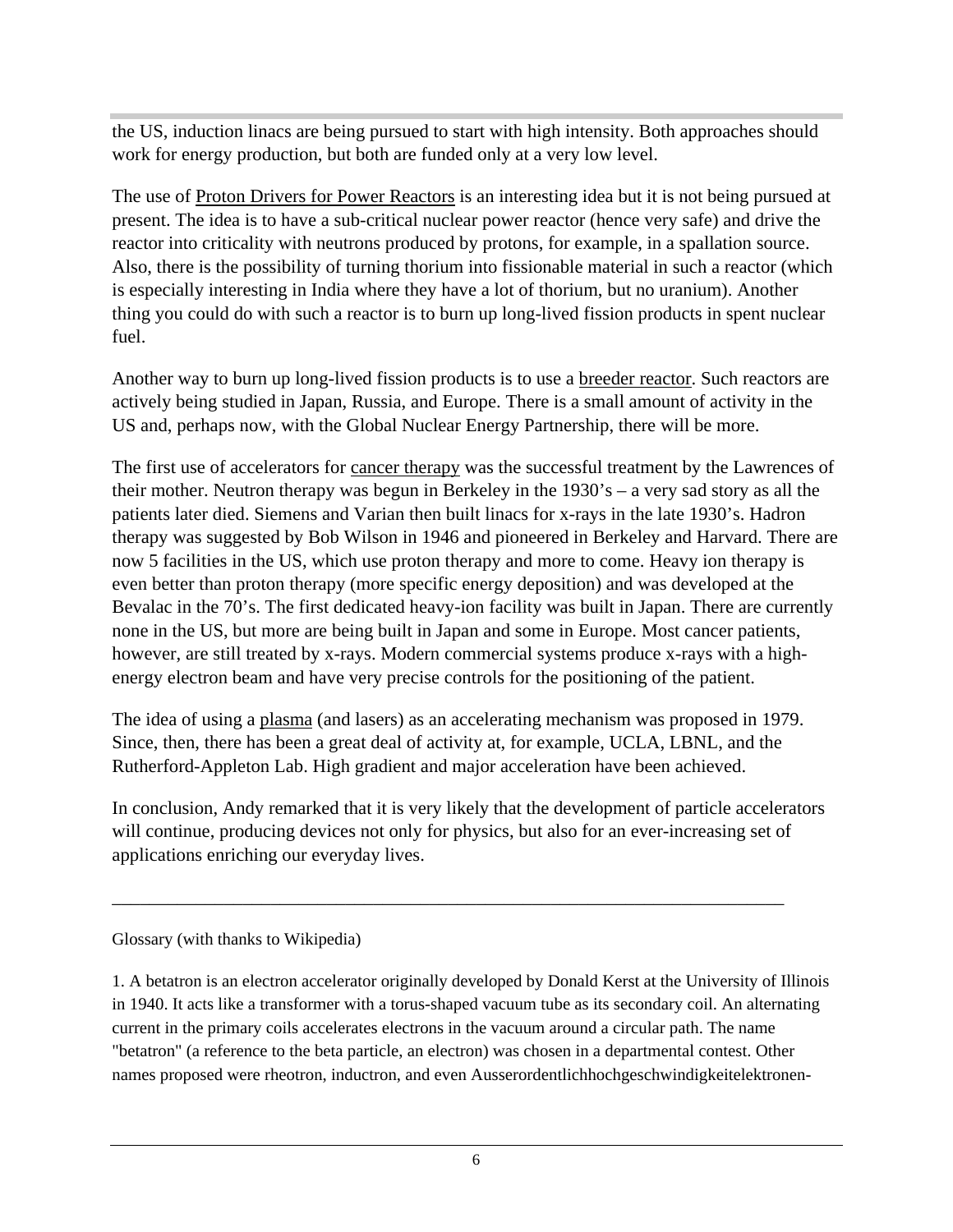the US, induction linacs are being pursued to start with high intensity. Both approaches should work for energy production, but both are funded only at a very low level.

The use of Proton Drivers for Power Reactors is an interesting idea but it is not being pursued at present. The idea is to have a sub-critical nuclear power reactor (hence very safe) and drive the reactor into criticality with neutrons produced by protons, for example, in a spallation source. Also, there is the possibility of turning thorium into fissionable material in such a reactor (which is especially interesting in India where they have a lot of thorium, but no uranium). Another thing you could do with such a reactor is to burn up long-lived fission products in spent nuclear fuel.

Another way to burn up long-lived fission products is to use a breeder reactor. Such reactors are actively being studied in Japan, Russia, and Europe. There is a small amount of activity in the US and, perhaps now, with the Global Nuclear Energy Partnership, there will be more.

The first use of accelerators for cancer therapy was the successful treatment by the Lawrences of their mother. Neutron therapy was begun in Berkeley in the 1930's – a very sad story as all the patients later died. Siemens and Varian then built linacs for x-rays in the late 1930's. Hadron therapy was suggested by Bob Wilson in 1946 and pioneered in Berkeley and Harvard. There are now 5 facilities in the US, which use proton therapy and more to come. Heavy ion therapy is even better than proton therapy (more specific energy deposition) and was developed at the Bevalac in the 70's. The first dedicated heavy-ion facility was built in Japan. There are currently none in the US, but more are being built in Japan and some in Europe. Most cancer patients, however, are still treated by x-rays. Modern commercial systems produce x-rays with a high-energy electron beam and have very precise controls for the positioning of the patient.

The idea of using a plasma (and lasers) as an accelerating mechanism was proposed in 1979. Since, then, there has been a great deal of activity at, for example, UCLA, LBNL, and the Rutherford-Appleton Lab. High gradient and major acceleration have been achieved.

In conclusion, Andy remarked that it is very likely that the development of particle accelerators will continue, producing devices not only for physics, but also for an ever-increasing set of applications enriching our everyday lives.

---

Glossary (with thanks to Wikipedia)

1. A betatron is an electron accelerator originally developed by Donald Kerst at the University of Illinois in 1940. It acts like a transformer with a torus-shaped vacuum tube as its secondary coil. An alternating current in the primary coils accelerates electrons in the vacuum around a circular path. The name "betatron" (a reference to the beta particle, an electron) was chosen in a departmental contest. Other names proposed were rheotron, inductron, and even Ausserordentlichhochgeschwindigkeitelektronen-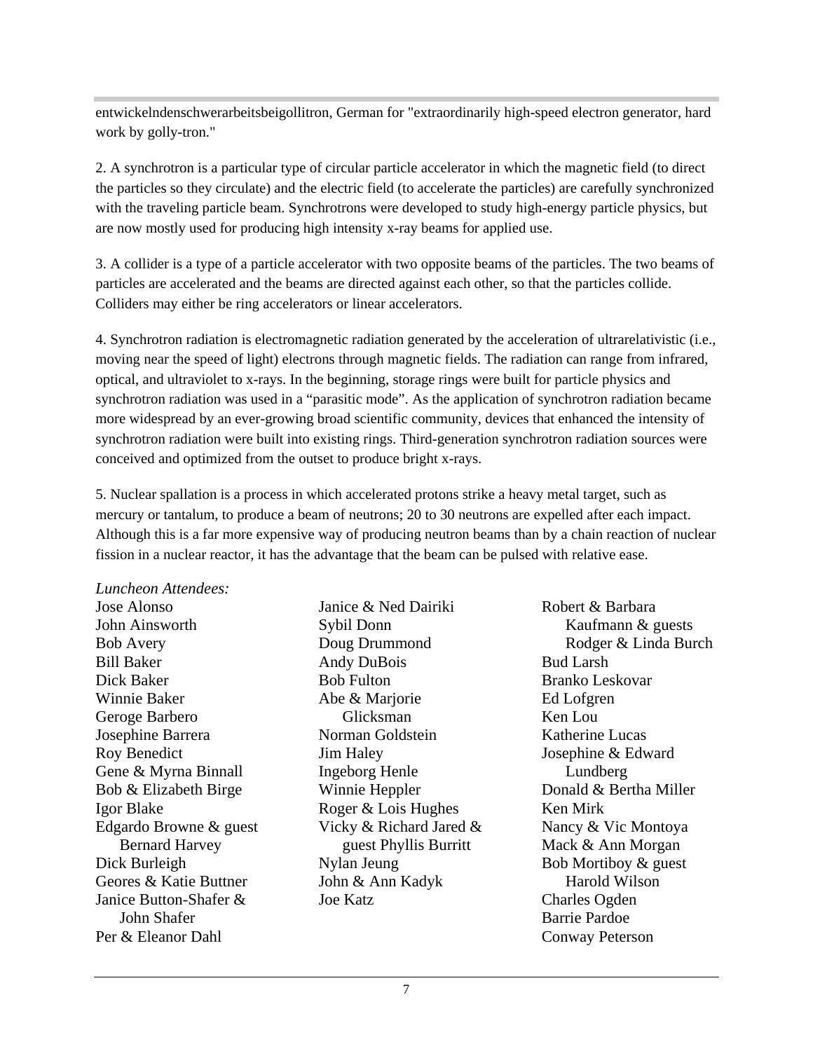entwickelndenschwerarbeitsbeigollitron, German for "extraordinarily high-speed electron generator, hard work by golly-tron."

2. A synchrotron is a particular type of circular particle accelerator in which the magnetic field (to direct the particles so they circulate) and the electric field (to accelerate the particles) are carefully synchronized with the traveling particle beam. Synchrotrons were developed to study high-energy particle physics, but are now mostly used for producing high intensity x-ray beams for applied use.

3. A collider is a type of a particle accelerator with two opposite beams of the particles. The two beams of particles are accelerated and the beams are directed against each other, so that the particles collide. Colliders may either be ring accelerators or linear accelerators.

4. Synchrotron radiation is electromagnetic radiation generated by the acceleration of ultrarelativistic (i.e., moving near the speed of light) electrons through magnetic fields. The radiation can range from infrared, optical, and ultraviolet to x-rays. In the beginning, storage rings were built for particle physics and synchrotron radiation was used in a "parasitic mode". As the application of synchrotron radiation became more widespread by an ever-growing broad scientific community, devices that enhanced the intensity of synchrotron radiation were built into existing rings. Third-generation synchrotron radiation sources were conceived and optimized from the outset to produce bright x-rays.

5. Nuclear spallation is a process in which accelerated protons strike a heavy metal target, such as mercury or tantalum, to produce a beam of neutrons; 20 to 30 neutrons are expelled after each impact. Although this is a far more expensive way of producing neutron beams than by a chain reaction of nuclear fission in a nuclear reactor, it has the advantage that the beam can be pulsed with relative ease.

*Luncheon Attendees:*

Jose Alonso
John Ainsworth
Bob Avery
Bill Baker
Dick Baker
Winnie Baker
Geroge Barbero
Josephine Barrera
Roy Benedict
Gene & Myrna Binnall
Bob & Elizabeth Birge
Igor Blake
Edgardo Browne & guest Bernard Harvey
Dick Burleigh
Geores & Katie Buttner
Janice Button-Shafer & John Shafer
Per & Eleanor Dahl
Janice & Ned Dairiki
Sybil Donn
Doug Drummond
Andy DuBois
Bob Fulton
Abe & Marjorie Glicksman
Norman Goldstein
Jim Haley
Ingeborg Henle
Winnie Heppler
Roger & Lois Hughes
Vicky & Richard Jared & guest Phyllis Burritt
Nylan Jeung
John & Ann Kadyk
Joe Katz
Robert & Barbara Kaufmann & guests Rodger & Linda Burch
Bud Larsh
Branko Leskovar
Ed Lofgren
Ken Lou
Katherine Lucas
Josephine & Edward Lundberg
Donald & Bertha Miller
Ken Mirk
Nancy & Vic Montoya
Mack & Ann Morgan
Bob Mortiboy & guest Harold Wilson
Charles Ogden
Barrie Pardoe
Conway Peterson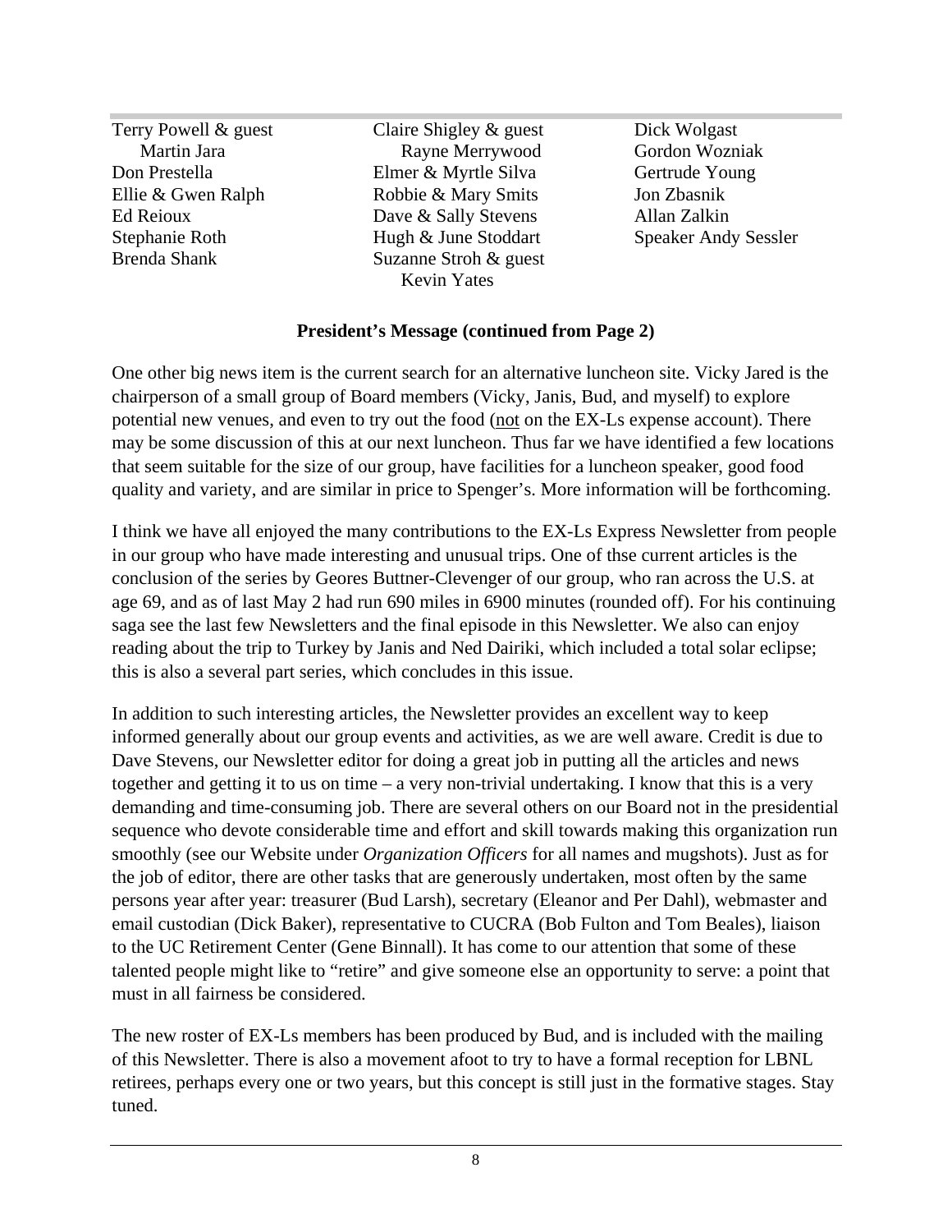Terry Powell & guest
Martin Jara
Don Prestella
Ellie & Gwen Ralph
Ed Reioux
Stephanie Roth
Brenda Shank
Claire Shigley & guest
Rayne Merrywood
Elmer & Myrtle Silva
Robbie & Mary Smits
Dave & Sally Stevens
Hugh & June Stoddart
Suzanne Stroh & guest
Kevin Yates
Dick Wolgast
Gordon Wozniak
Gertrude Young
Jon Zbasnik
Allan Zalkin
Speaker Andy Sessler

**President's Message (continued from Page 2)**

One other big news item is the current search for an alternative luncheon site. Vicky Jared is the chairperson of a small group of Board members (Vicky, Janis, Bud, and myself) to explore potential new venues, and even to try out the food (not on the EX-Ls expense account). There may be some discussion of this at our next luncheon. Thus far we have identified a few locations that seem suitable for the size of our group, have facilities for a luncheon speaker, good food quality and variety, and are similar in price to Spenger's. More information will be forthcoming.

I think we have all enjoyed the many contributions to the EX-Ls Express Newsletter from people in our group who have made interesting and unusual trips. One of thse current articles is the conclusion of the series by Geores Buttner-Clevenger of our group, who ran across the U.S. at age 69, and as of last May 2 had run 690 miles in 6900 minutes (rounded off). For his continuing saga see the last few Newsletters and the final episode in this Newsletter. We also can enjoy reading about the trip to Turkey by Janis and Ned Dairiki, which included a total solar eclipse; this is also a several part series, which concludes in this issue.

In addition to such interesting articles, the Newsletter provides an excellent way to keep informed generally about our group events and activities, as we are well aware. Credit is due to Dave Stevens, our Newsletter editor for doing a great job in putting all the articles and news together and getting it to us on time – a very non-trivial undertaking. I know that this is a very demanding and time-consuming job. There are several others on our Board not in the presidential sequence who devote considerable time and effort and skill towards making this organization run smoothly (see our Website under *Organization Officers* for all names and mugshots). Just as for the job of editor, there are other tasks that are generously undertaken, most often by the same persons year after year: treasurer (Bud Larsh), secretary (Eleanor and Per Dahl), webmaster and email custodian (Dick Baker), representative to CUCRA (Bob Fulton and Tom Beales), liaison to the UC Retirement Center (Gene Binnall). It has come to our attention that some of these talented people might like to "retire" and give someone else an opportunity to serve: a point that must in all fairness be considered.

The new roster of EX-Ls members has been produced by Bud, and is included with the mailing of this Newsletter. There is also a movement afoot to try to have a formal reception for LBNL retirees, perhaps every one or two years, but this concept is still just in the formative stages. Stay tuned.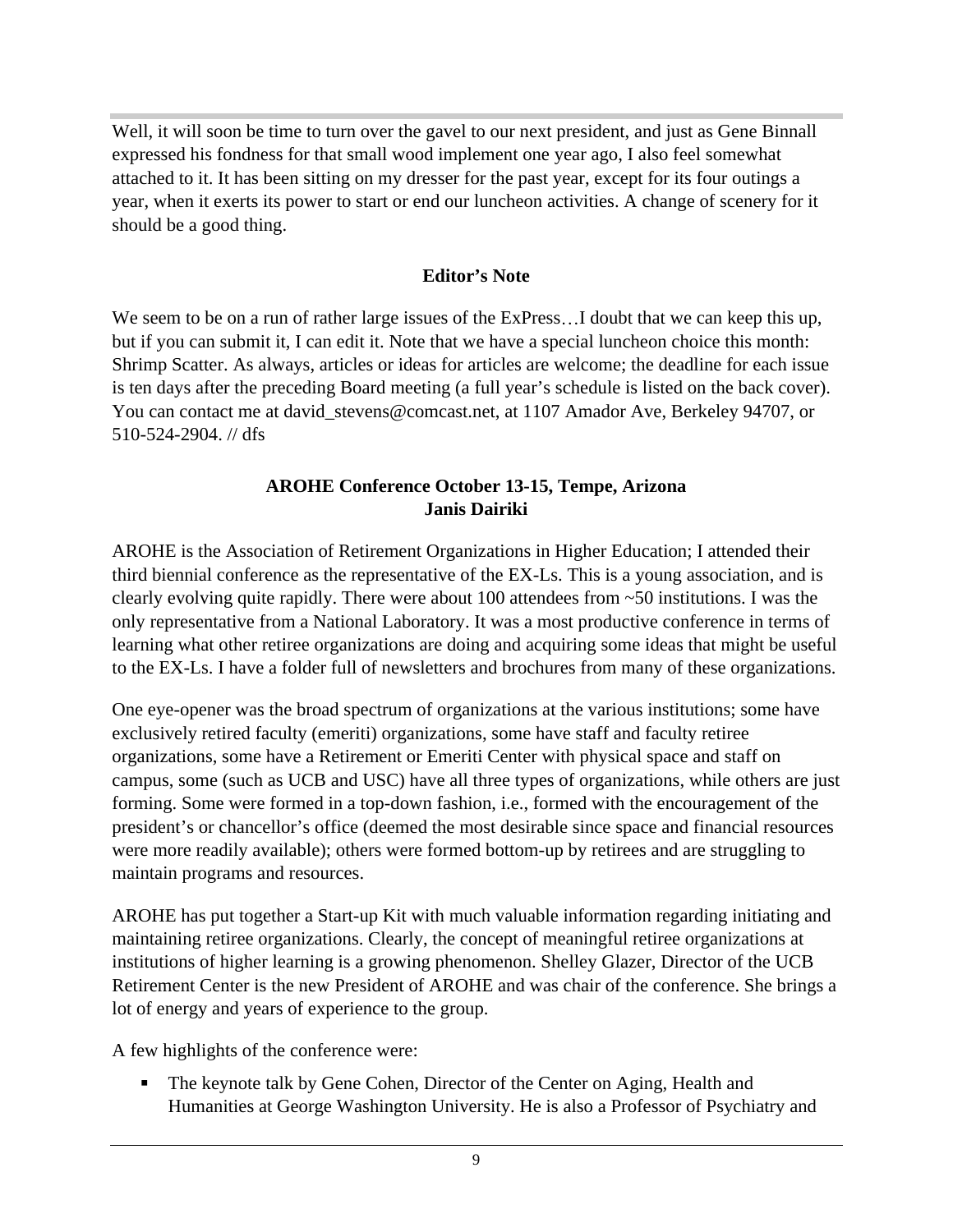Well, it will soon be time to turn over the gavel to our next president, and just as Gene Binnall expressed his fondness for that small wood implement one year ago, I also feel somewhat attached to it. It has been sitting on my dresser for the past year, except for its four outings a year, when it exerts its power to start or end our luncheon activities. A change of scenery for it should be a good thing.

## Editor's Note

We seem to be on a run of rather large issues of the ExPress…I doubt that we can keep this up, but if you can submit it, I can edit it. Note that we have a special luncheon choice this month: Shrimp Scatter. As always, articles or ideas for articles are welcome; the deadline for each issue is ten days after the preceding Board meeting (a full year's schedule is listed on the back cover). You can contact me at david_stevens@comcast.net, at 1107 Amador Ave, Berkeley 94707, or 510-524-2904. // dfs

## AROHE Conference October 13-15, Tempe, Arizona
**Janis Dairiki**

AROHE is the Association of Retirement Organizations in Higher Education; I attended their third biennial conference as the representative of the EX-Ls. This is a young association, and is clearly evolving quite rapidly. There were about 100 attendees from ~50 institutions. I was the only representative from a National Laboratory. It was a most productive conference in terms of learning what other retiree organizations are doing and acquiring some ideas that might be useful to the EX-Ls. I have a folder full of newsletters and brochures from many of these organizations.

One eye-opener was the broad spectrum of organizations at the various institutions; some have exclusively retired faculty (emeriti) organizations, some have staff and faculty retiree organizations, some have a Retirement or Emeriti Center with physical space and staff on campus, some (such as UCB and USC) have all three types of organizations, while others are just forming. Some were formed in a top-down fashion, i.e., formed with the encouragement of the president's or chancellor's office (deemed the most desirable since space and financial resources were more readily available); others were formed bottom-up by retirees and are struggling to maintain programs and resources.

AROHE has put together a Start-up Kit with much valuable information regarding initiating and maintaining retiree organizations. Clearly, the concept of meaningful retiree organizations at institutions of higher learning is a growing phenomenon. Shelley Glazer, Director of the UCB Retirement Center is the new President of AROHE and was chair of the conference. She brings a lot of energy and years of experience to the group.

A few highlights of the conference were:

- The keynote talk by Gene Cohen, Director of the Center on Aging, Health and Humanities at George Washington University. He is also a Professor of Psychiatry and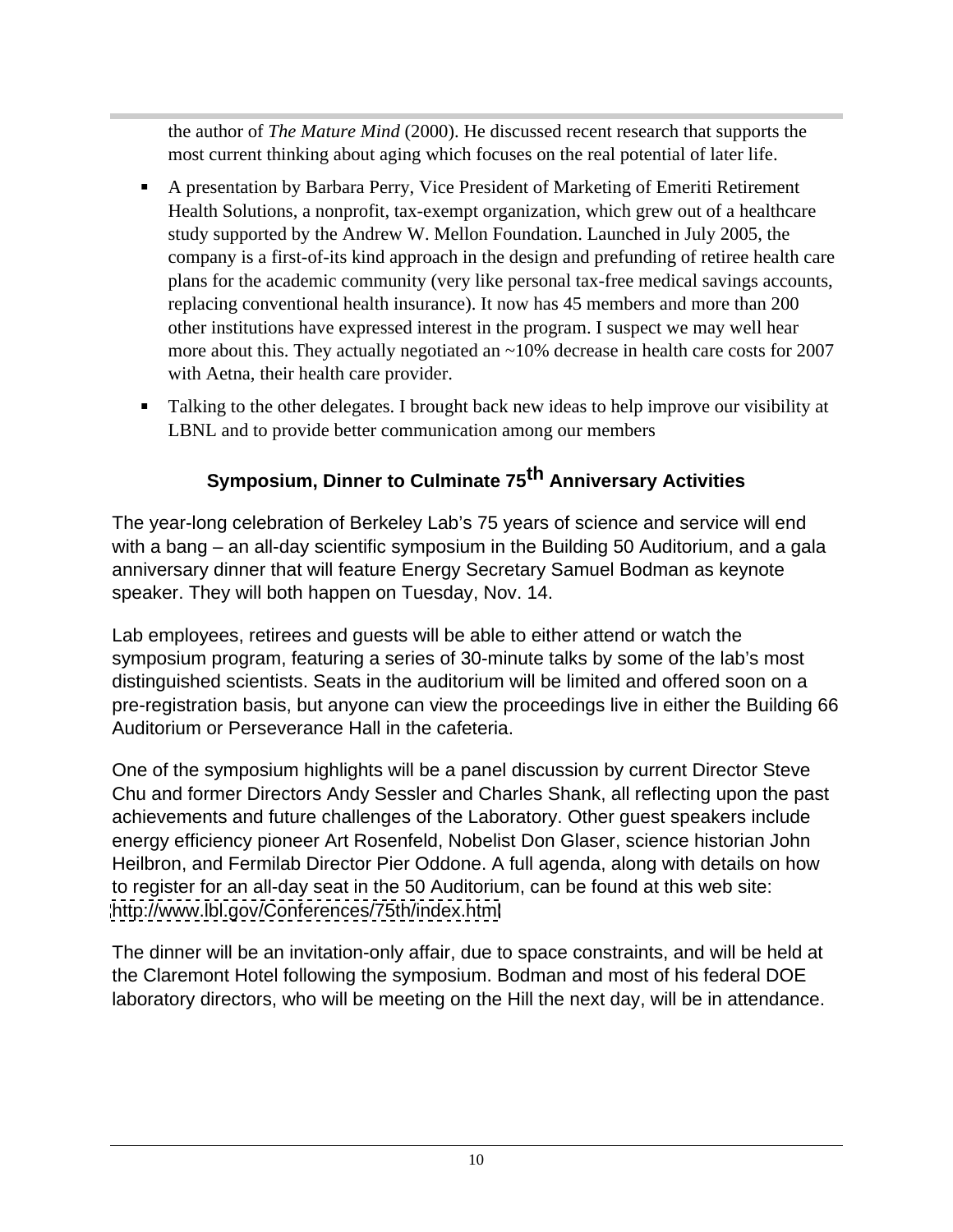the author of *The Mature Mind* (2000). He discussed recent research that supports the most current thinking about aging which focuses on the real potential of later life.

- A presentation by Barbara Perry, Vice President of Marketing of Emeriti Retirement Health Solutions, a nonprofit, tax-exempt organization, which grew out of a healthcare study supported by the Andrew W. Mellon Foundation. Launched in July 2005, the company is a first-of-its kind approach in the design and prefunding of retiree health care plans for the academic community (very like personal tax-free medical savings accounts, replacing conventional health insurance). It now has 45 members and more than 200 other institutions have expressed interest in the program. I suspect we may well hear more about this. They actually negotiated an ~10% decrease in health care costs for 2007 with Aetna, their health care provider.
- Talking to the other delegates. I brought back new ideas to help improve our visibility at LBNL and to provide better communication among our members

## Symposium, Dinner to Culminate 75th Anniversary Activities

The year-long celebration of Berkeley Lab's 75 years of science and service will end with a bang – an all-day scientific symposium in the Building 50 Auditorium, and a gala anniversary dinner that will feature Energy Secretary Samuel Bodman as keynote speaker. They will both happen on Tuesday, Nov. 14.

Lab employees, retirees and guests will be able to either attend or watch the symposium program, featuring a series of 30-minute talks by some of the lab's most distinguished scientists. Seats in the auditorium will be limited and offered soon on a pre-registration basis, but anyone can view the proceedings live in either the Building 66 Auditorium or Perseverance Hall in the cafeteria.

One of the symposium highlights will be a panel discussion by current Director Steve Chu and former Directors Andy Sessler and Charles Shank, all reflecting upon the past achievements and future challenges of the Laboratory. Other guest speakers include energy efficiency pioneer Art Rosenfeld, Nobelist Don Glaser, science historian John Heilbron, and Fermilab Director Pier Oddone. A full agenda, along with details on how to register for an all-day seat in the 50 Auditorium, can be found at this web site: http://www.lbl.gov/Conferences/75th/index.html

The dinner will be an invitation-only affair, due to space constraints, and will be held at the Claremont Hotel following the symposium. Bodman and most of his federal DOE laboratory directors, who will be meeting on the Hill the next day, will be in attendance.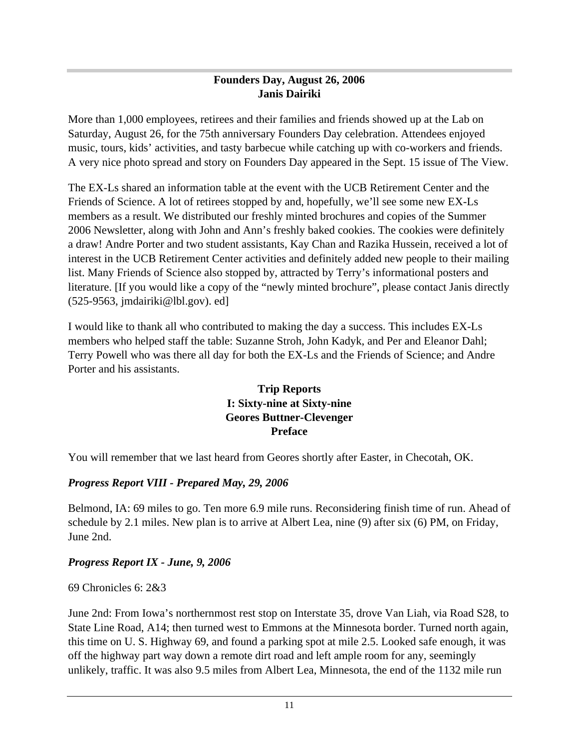## Founders Day, August 26, 2006
**Janis Dairiki**

More than 1,000 employees, retirees and their families and friends showed up at the Lab on Saturday, August 26, for the 75th anniversary Founders Day celebration. Attendees enjoyed music, tours, kids' activities, and tasty barbecue while catching up with co-workers and friends. A very nice photo spread and story on Founders Day appeared in the Sept. 15 issue of The View.

The EX-Ls shared an information table at the event with the UCB Retirement Center and the Friends of Science. A lot of retirees stopped by and, hopefully, we'll see some new EX-Ls members as a result. We distributed our freshly minted brochures and copies of the Summer 2006 Newsletter, along with John and Ann's freshly baked cookies. The cookies were definitely a draw! Andre Porter and two student assistants, Kay Chan and Razika Hussein, received a lot of interest in the UCB Retirement Center activities and definitely added new people to their mailing list. Many Friends of Science also stopped by, attracted by Terry's informational posters and literature. [If you would like a copy of the "newly minted brochure", please contact Janis directly (525-9563, jmdairiki@lbl.gov). ed]

I would like to thank all who contributed to making the day a success. This includes EX-Ls members who helped staff the table: Suzanne Stroh, John Kadyk, and Per and Eleanor Dahl; Terry Powell who was there all day for both the EX-Ls and the Friends of Science; and Andre Porter and his assistants.

## Trip Reports
## I: Sixty-nine at Sixty-nine
**Geores Buttner-Clevenger**

**Preface**

You will remember that we last heard from Geores shortly after Easter, in Checotah, OK.

***Progress Report VIII - Prepared May, 29, 2006***

Belmond, IA: 69 miles to go. Ten more 6.9 mile runs. Reconsidering finish time of run. Ahead of schedule by 2.1 miles. New plan is to arrive at Albert Lea, nine (9) after six (6) PM, on Friday, June 2nd.

***Progress Report IX - June, 9, 2006***

69 Chronicles 6: 2&3

June 2nd: From Iowa's northernmost rest stop on Interstate 35, drove Van Liah, via Road S28, to State Line Road, A14; then turned west to Emmons at the Minnesota border. Turned north again, this time on U. S. Highway 69, and found a parking spot at mile 2.5. Looked safe enough, it was off the highway part way down a remote dirt road and left ample room for any, seemingly unlikely, traffic. It was also 9.5 miles from Albert Lea, Minnesota, the end of the 1132 mile run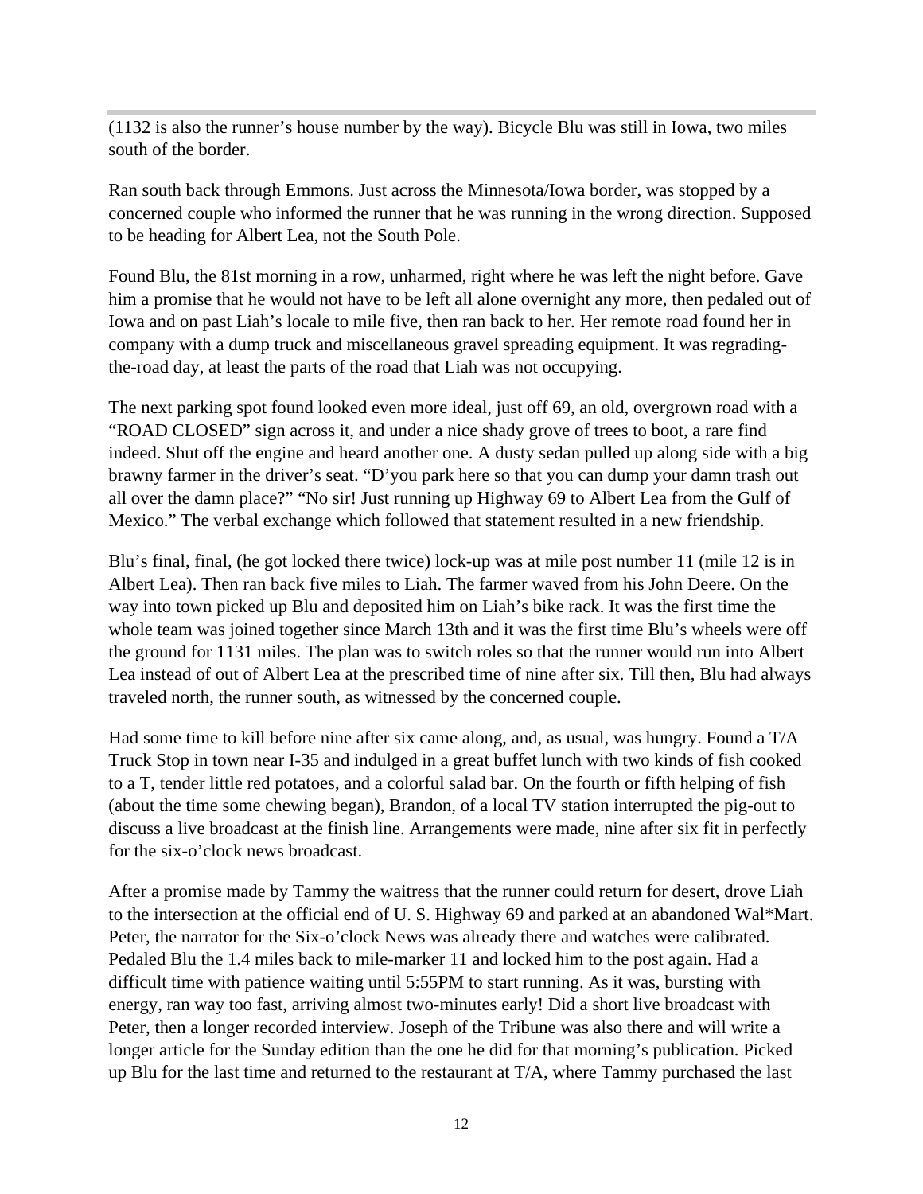(1132 is also the runner's house number by the way). Bicycle Blu was still in Iowa, two miles south of the border.

Ran south back through Emmons. Just across the Minnesota/Iowa border, was stopped by a concerned couple who informed the runner that he was running in the wrong direction. Supposed to be heading for Albert Lea, not the South Pole.

Found Blu, the 81st morning in a row, unharmed, right where he was left the night before. Gave him a promise that he would not have to be left all alone overnight any more, then pedaled out of Iowa and on past Liah's locale to mile five, then ran back to her. Her remote road found her in company with a dump truck and miscellaneous gravel spreading equipment. It was regrading-the-road day, at least the parts of the road that Liah was not occupying.

The next parking spot found looked even more ideal, just off 69, an old, overgrown road with a "ROAD CLOSED" sign across it, and under a nice shady grove of trees to boot, a rare find indeed. Shut off the engine and heard another one. A dusty sedan pulled up along side with a big brawny farmer in the driver's seat. "D'you park here so that you can dump your damn trash out all over the damn place?" "No sir! Just running up Highway 69 to Albert Lea from the Gulf of Mexico." The verbal exchange which followed that statement resulted in a new friendship.

Blu's final, final, (he got locked there twice) lock-up was at mile post number 11 (mile 12 is in Albert Lea). Then ran back five miles to Liah. The farmer waved from his John Deere. On the way into town picked up Blu and deposited him on Liah's bike rack. It was the first time the whole team was joined together since March 13th and it was the first time Blu's wheels were off the ground for 1131 miles. The plan was to switch roles so that the runner would run into Albert Lea instead of out of Albert Lea at the prescribed time of nine after six. Till then, Blu had always traveled north, the runner south, as witnessed by the concerned couple.

Had some time to kill before nine after six came along, and, as usual, was hungry. Found a T/A Truck Stop in town near I-35 and indulged in a great buffet lunch with two kinds of fish cooked to a T, tender little red potatoes, and a colorful salad bar. On the fourth or fifth helping of fish (about the time some chewing began), Brandon, of a local TV station interrupted the pig-out to discuss a live broadcast at the finish line. Arrangements were made, nine after six fit in perfectly for the six-o'clock news broadcast.

After a promise made by Tammy the waitress that the runner could return for desert, drove Liah to the intersection at the official end of U. S. Highway 69 and parked at an abandoned Wal*Mart. Peter, the narrator for the Six-o'clock News was already there and watches were calibrated. Pedaled Blu the 1.4 miles back to mile-marker 11 and locked him to the post again. Had a difficult time with patience waiting until 5:55PM to start running. As it was, bursting with energy, ran way too fast, arriving almost two-minutes early! Did a short live broadcast with Peter, then a longer recorded interview. Joseph of the Tribune was also there and will write a longer article for the Sunday edition than the one he did for that morning's publication. Picked up Blu for the last time and returned to the restaurant at T/A, where Tammy purchased the last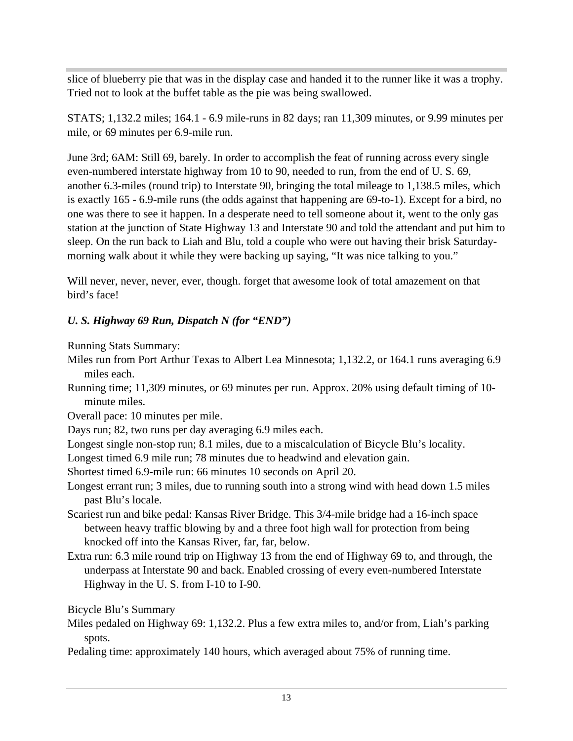slice of blueberry pie that was in the display case and handed it to the runner like it was a trophy. Tried not to look at the buffet table as the pie was being swallowed.

STATS; 1,132.2 miles; 164.1 - 6.9 mile-runs in 82 days; ran 11,309 minutes, or 9.99 minutes per mile, or 69 minutes per 6.9-mile run.

June 3rd; 6AM: Still 69, barely. In order to accomplish the feat of running across every single even-numbered interstate highway from 10 to 90, needed to run, from the end of U. S. 69, another 6.3-miles (round trip) to Interstate 90, bringing the total mileage to 1,138.5 miles, which is exactly 165 - 6.9-mile runs (the odds against that happening are 69-to-1). Except for a bird, no one was there to see it happen. In a desperate need to tell someone about it, went to the only gas station at the junction of State Highway 13 and Interstate 90 and told the attendant and put him to sleep. On the run back to Liah and Blu, told a couple who were out having their brisk Saturday-morning walk about it while they were backing up saying, "It was nice talking to you."

Will never, never, never, ever, though. forget that awesome look of total amazement on that bird's face!

***U. S. Highway 69 Run, Dispatch N (for "END")***

Running Stats Summary:

Miles run from Port Arthur Texas to Albert Lea Minnesota; 1,132.2, or 164.1 runs averaging 6.9 miles each.

Running time; 11,309 minutes, or 69 minutes per run. Approx. 20% using default timing of 10-minute miles.

Overall pace: 10 minutes per mile.

Days run; 82, two runs per day averaging 6.9 miles each.

Longest single non-stop run; 8.1 miles, due to a miscalculation of Bicycle Blu's locality.

Longest timed 6.9 mile run; 78 minutes due to headwind and elevation gain.

Shortest timed 6.9-mile run: 66 minutes 10 seconds on April 20.

Longest errant run; 3 miles, due to running south into a strong wind with head down 1.5 miles past Blu's locale.

Scariest run and bike pedal: Kansas River Bridge. This 3/4-mile bridge had a 16-inch space between heavy traffic blowing by and a three foot high wall for protection from being knocked off into the Kansas River, far, far, below.

Extra run: 6.3 mile round trip on Highway 13 from the end of Highway 69 to, and through, the underpass at Interstate 90 and back. Enabled crossing of every even-numbered Interstate Highway in the U. S. from I-10 to I-90.

Bicycle Blu's Summary

Miles pedaled on Highway 69: 1,132.2. Plus a few extra miles to, and/or from, Liah's parking spots.

Pedaling time: approximately 140 hours, which averaged about 75% of running time.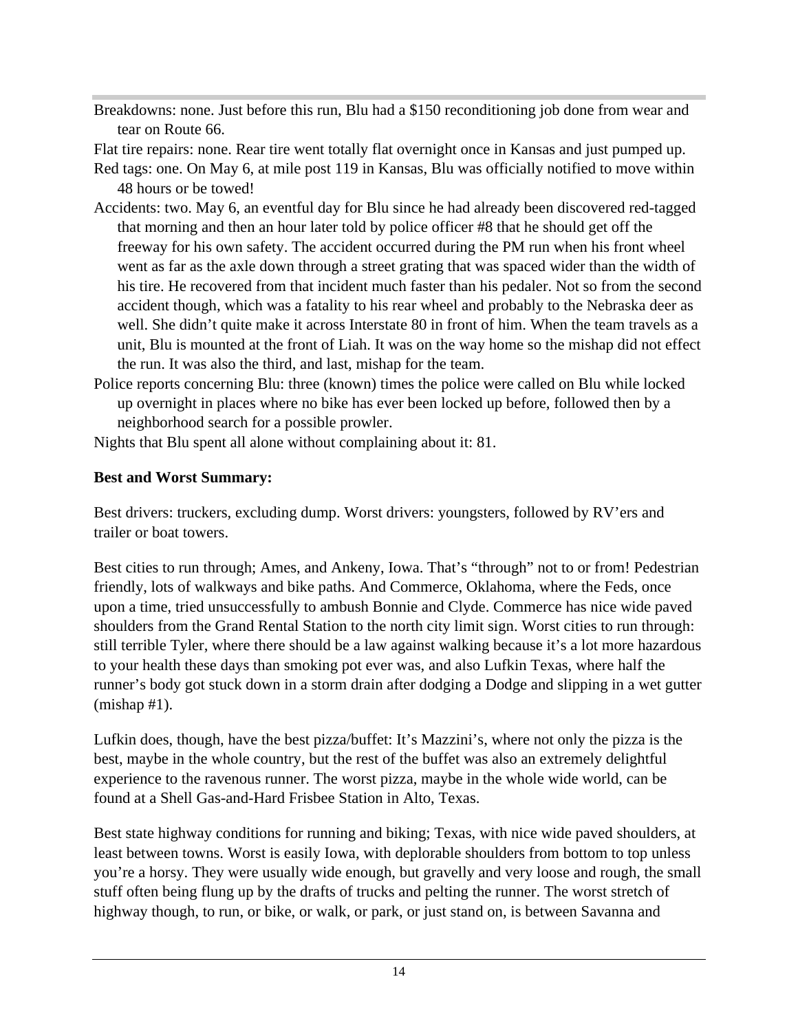Breakdowns: none. Just before this run, Blu had a $150 reconditioning job done from wear and tear on Route 66.

Flat tire repairs: none. Rear tire went totally flat overnight once in Kansas and just pumped up.

Red tags: one. On May 6, at mile post 119 in Kansas, Blu was officially notified to move within 48 hours or be towed!

Accidents: two. May 6, an eventful day for Blu since he had already been discovered red-tagged that morning and then an hour later told by police officer #8 that he should get off the freeway for his own safety. The accident occurred during the PM run when his front wheel went as far as the axle down through a street grating that was spaced wider than the width of his tire. He recovered from that incident much faster than his pedaler. Not so from the second accident though, which was a fatality to his rear wheel and probably to the Nebraska deer as well. She didn't quite make it across Interstate 80 in front of him. When the team travels as a unit, Blu is mounted at the front of Liah. It was on the way home so the mishap did not effect the run. It was also the third, and last, mishap for the team.

Police reports concerning Blu: three (known) times the police were called on Blu while locked up overnight in places where no bike has ever been locked up before, followed then by a neighborhood search for a possible prowler.

Nights that Blu spent all alone without complaining about it: 81.

**Best and Worst Summary:**

Best drivers: truckers, excluding dump. Worst drivers: youngsters, followed by RV'ers and trailer or boat towers.

Best cities to run through; Ames, and Ankeny, Iowa. That's "through" not to or from! Pedestrian friendly, lots of walkways and bike paths. And Commerce, Oklahoma, where the Feds, once upon a time, tried unsuccessfully to ambush Bonnie and Clyde. Commerce has nice wide paved shoulders from the Grand Rental Station to the north city limit sign. Worst cities to run through: still terrible Tyler, where there should be a law against walking because it's a lot more hazardous to your health these days than smoking pot ever was, and also Lufkin Texas, where half the runner's body got stuck down in a storm drain after dodging a Dodge and slipping in a wet gutter (mishap #1).

Lufkin does, though, have the best pizza/buffet: It's Mazzini's, where not only the pizza is the best, maybe in the whole country, but the rest of the buffet was also an extremely delightful experience to the ravenous runner. The worst pizza, maybe in the whole wide world, can be found at a Shell Gas-and-Hard Frisbee Station in Alto, Texas.

Best state highway conditions for running and biking; Texas, with nice wide paved shoulders, at least between towns. Worst is easily Iowa, with deplorable shoulders from bottom to top unless you're a horsy. They were usually wide enough, but gravelly and very loose and rough, the small stuff often being flung up by the drafts of trucks and pelting the runner. The worst stretch of highway though, to run, or bike, or walk, or park, or just stand on, is between Savanna and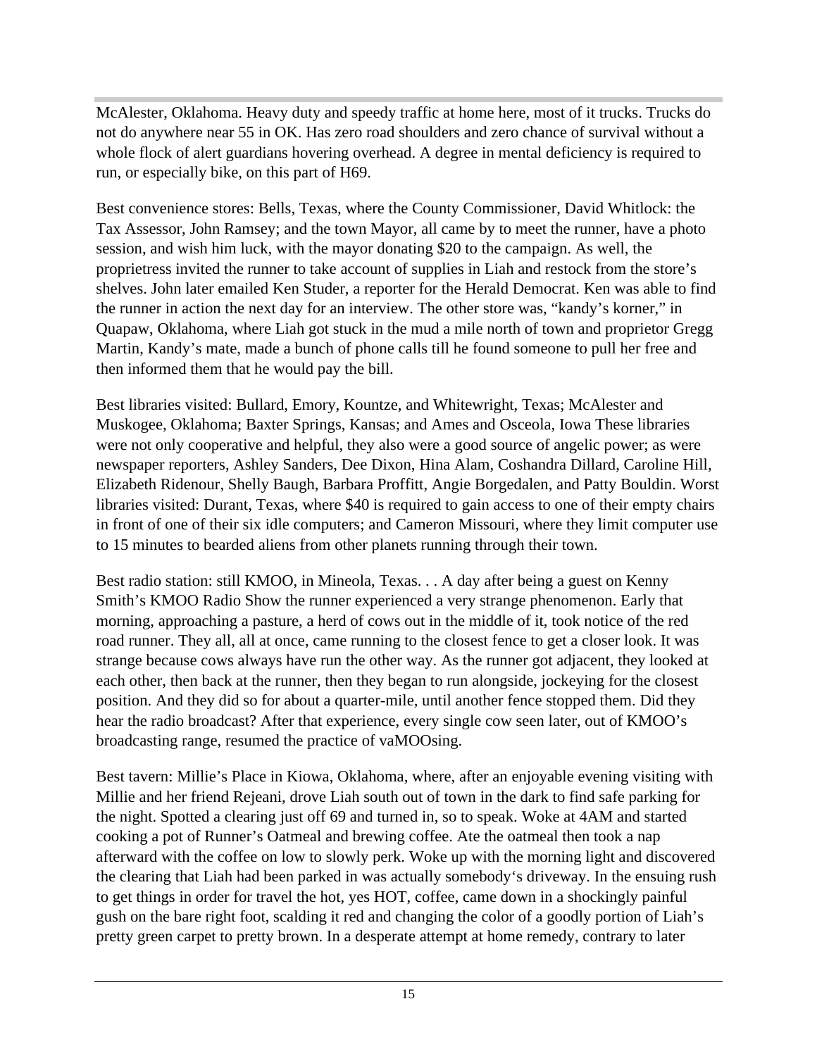McAlester, Oklahoma. Heavy duty and speedy traffic at home here, most of it trucks. Trucks do not do anywhere near 55 in OK. Has zero road shoulders and zero chance of survival without a whole flock of alert guardians hovering overhead. A degree in mental deficiency is required to run, or especially bike, on this part of H69.

Best convenience stores: Bells, Texas, where the County Commissioner, David Whitlock: the Tax Assessor, John Ramsey; and the town Mayor, all came by to meet the runner, have a photo session, and wish him luck, with the mayor donating $20 to the campaign. As well, the proprietress invited the runner to take account of supplies in Liah and restock from the store's shelves. John later emailed Ken Studer, a reporter for the Herald Democrat. Ken was able to find the runner in action the next day for an interview. The other store was, "kandy's korner," in Quapaw, Oklahoma, where Liah got stuck in the mud a mile north of town and proprietor Gregg Martin, Kandy's mate, made a bunch of phone calls till he found someone to pull her free and then informed them that he would pay the bill.

Best libraries visited: Bullard, Emory, Kountze, and Whitewright, Texas; McAlester and Muskogee, Oklahoma; Baxter Springs, Kansas; and Ames and Osceola, Iowa These libraries were not only cooperative and helpful, they also were a good source of angelic power; as were newspaper reporters, Ashley Sanders, Dee Dixon, Hina Alam, Coshandra Dillard, Caroline Hill, Elizabeth Ridenour, Shelly Baugh, Barbara Proffitt, Angie Borgedalen, and Patty Bouldin. Worst libraries visited: Durant, Texas, where $40 is required to gain access to one of their empty chairs in front of one of their six idle computers; and Cameron Missouri, where they limit computer use to 15 minutes to bearded aliens from other planets running through their town.

Best radio station: still KMOO, in Mineola, Texas. . . A day after being a guest on Kenny Smith's KMOO Radio Show the runner experienced a very strange phenomenon. Early that morning, approaching a pasture, a herd of cows out in the middle of it, took notice of the red road runner. They all, all at once, came running to the closest fence to get a closer look. It was strange because cows always have run the other way. As the runner got adjacent, they looked at each other, then back at the runner, then they began to run alongside, jockeying for the closest position. And they did so for about a quarter-mile, until another fence stopped them. Did they hear the radio broadcast? After that experience, every single cow seen later, out of KMOO's broadcasting range, resumed the practice of vaMOOsing.

Best tavern: Millie's Place in Kiowa, Oklahoma, where, after an enjoyable evening visiting with Millie and her friend Rejeani, drove Liah south out of town in the dark to find safe parking for the night. Spotted a clearing just off 69 and turned in, so to speak. Woke at 4AM and started cooking a pot of Runner's Oatmeal and brewing coffee. Ate the oatmeal then took a nap afterward with the coffee on low to slowly perk. Woke up with the morning light and discovered the clearing that Liah had been parked in was actually somebody's driveway. In the ensuing rush to get things in order for travel the hot, yes HOT, coffee, came down in a shockingly painful gush on the bare right foot, scalding it red and changing the color of a goodly portion of Liah's pretty green carpet to pretty brown. In a desperate attempt at home remedy, contrary to later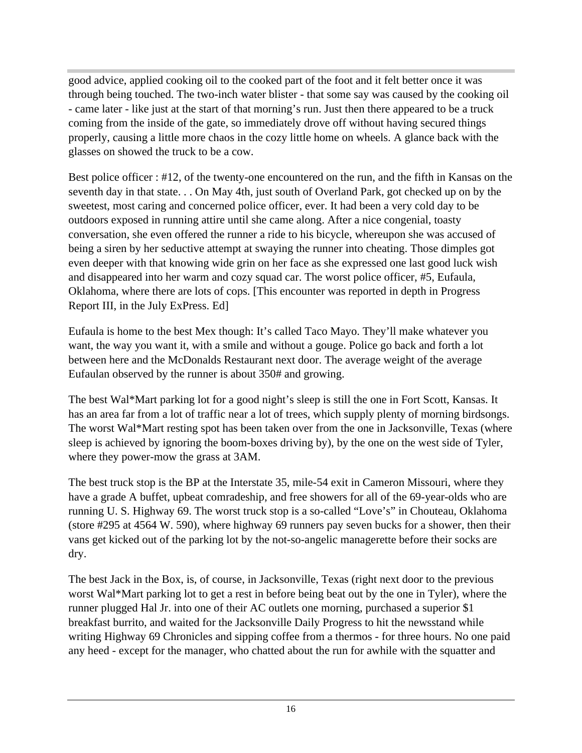good advice, applied cooking oil to the cooked part of the foot and it felt better once it was through being touched. The two-inch water blister - that some say was caused by the cooking oil - came later - like just at the start of that morning's run. Just then there appeared to be a truck coming from the inside of the gate, so immediately drove off without having secured things properly, causing a little more chaos in the cozy little home on wheels. A glance back with the glasses on showed the truck to be a cow.

Best police officer : #12, of the twenty-one encountered on the run, and the fifth in Kansas on the seventh day in that state. . . On May 4th, just south of Overland Park, got checked up on by the sweetest, most caring and concerned police officer, ever. It had been a very cold day to be outdoors exposed in running attire until she came along. After a nice congenial, toasty conversation, she even offered the runner a ride to his bicycle, whereupon she was accused of being a siren by her seductive attempt at swaying the runner into cheating. Those dimples got even deeper with that knowing wide grin on her face as she expressed one last good luck wish and disappeared into her warm and cozy squad car. The worst police officer, #5, Eufaula, Oklahoma, where there are lots of cops. [This encounter was reported in depth in Progress Report III, in the July ExPress. Ed]

Eufaula is home to the best Mex though: It's called Taco Mayo. They'll make whatever you want, the way you want it, with a smile and without a gouge. Police go back and forth a lot between here and the McDonalds Restaurant next door. The average weight of the average Eufaulan observed by the runner is about 350# and growing.

The best Wal*Mart parking lot for a good night's sleep is still the one in Fort Scott, Kansas. It has an area far from a lot of traffic near a lot of trees, which supply plenty of morning birdsongs. The worst Wal*Mart resting spot has been taken over from the one in Jacksonville, Texas (where sleep is achieved by ignoring the boom-boxes driving by), by the one on the west side of Tyler, where they power-mow the grass at 3AM.

The best truck stop is the BP at the Interstate 35, mile-54 exit in Cameron Missouri, where they have a grade A buffet, upbeat comradeship, and free showers for all of the 69-year-olds who are running U. S. Highway 69. The worst truck stop is a so-called "Love's" in Chouteau, Oklahoma (store #295 at 4564 W. 590), where highway 69 runners pay seven bucks for a shower, then their vans get kicked out of the parking lot by the not-so-angelic managerette before their socks are dry.

The best Jack in the Box, is, of course, in Jacksonville, Texas (right next door to the previous worst Wal*Mart parking lot to get a rest in before being beat out by the one in Tyler), where the runner plugged Hal Jr. into one of their AC outlets one morning, purchased a superior $1 breakfast burrito, and waited for the Jacksonville Daily Progress to hit the newsstand while writing Highway 69 Chronicles and sipping coffee from a thermos - for three hours. No one paid any heed - except for the manager, who chatted about the run for awhile with the squatter and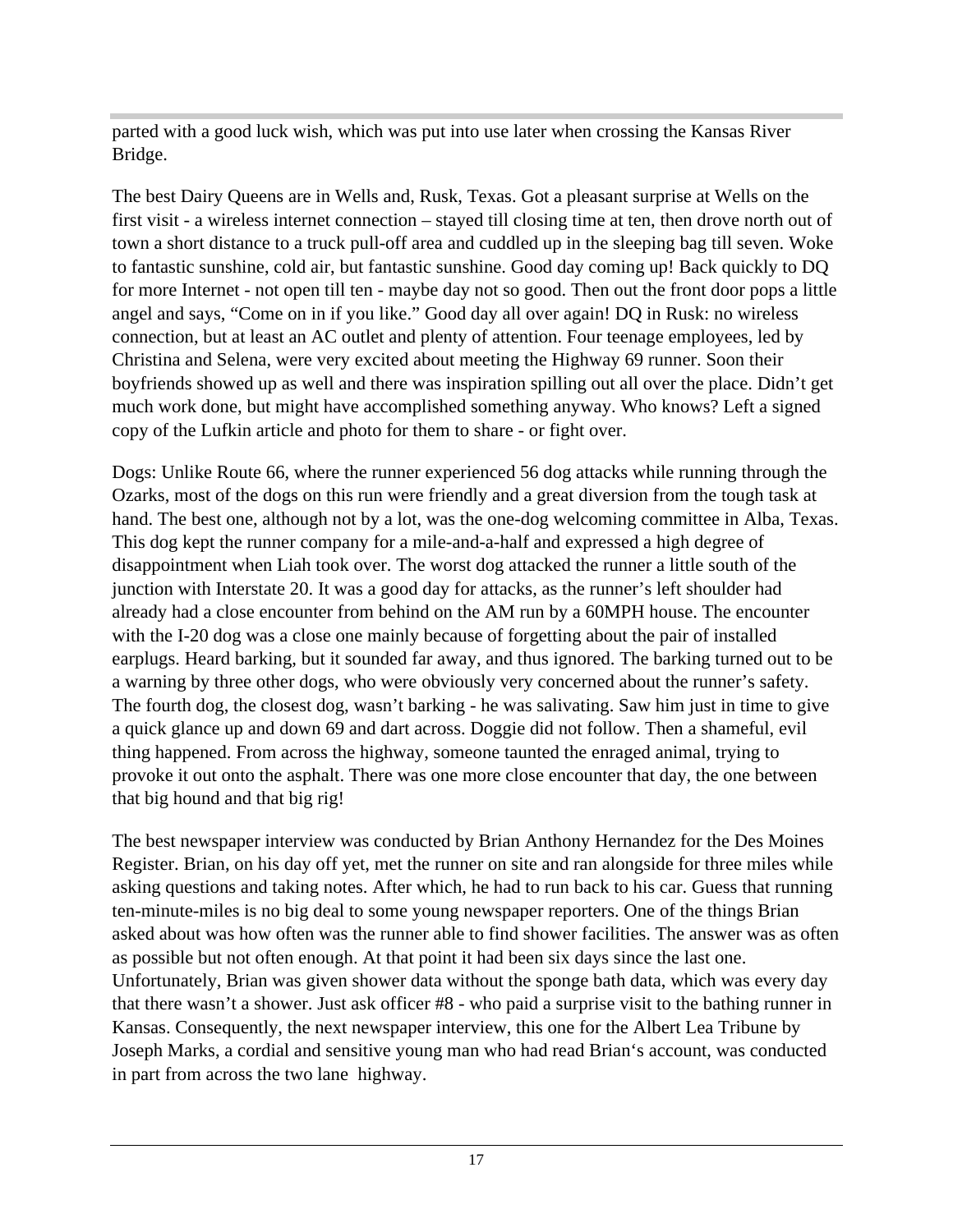parted with a good luck wish, which was put into use later when crossing the Kansas River Bridge.

The best Dairy Queens are in Wells and, Rusk, Texas. Got a pleasant surprise at Wells on the first visit - a wireless internet connection – stayed till closing time at ten, then drove north out of town a short distance to a truck pull-off area and cuddled up in the sleeping bag till seven. Woke to fantastic sunshine, cold air, but fantastic sunshine. Good day coming up! Back quickly to DQ for more Internet - not open till ten - maybe day not so good. Then out the front door pops a little angel and says, "Come on in if you like." Good day all over again! DQ in Rusk: no wireless connection, but at least an AC outlet and plenty of attention. Four teenage employees, led by Christina and Selena, were very excited about meeting the Highway 69 runner. Soon their boyfriends showed up as well and there was inspiration spilling out all over the place. Didn't get much work done, but might have accomplished something anyway. Who knows? Left a signed copy of the Lufkin article and photo for them to share - or fight over.

Dogs: Unlike Route 66, where the runner experienced 56 dog attacks while running through the Ozarks, most of the dogs on this run were friendly and a great diversion from the tough task at hand. The best one, although not by a lot, was the one-dog welcoming committee in Alba, Texas. This dog kept the runner company for a mile-and-a-half and expressed a high degree of disappointment when Liah took over. The worst dog attacked the runner a little south of the junction with Interstate 20. It was a good day for attacks, as the runner's left shoulder had already had a close encounter from behind on the AM run by a 60MPH house. The encounter with the I-20 dog was a close one mainly because of forgetting about the pair of installed earplugs. Heard barking, but it sounded far away, and thus ignored. The barking turned out to be a warning by three other dogs, who were obviously very concerned about the runner's safety. The fourth dog, the closest dog, wasn't barking - he was salivating. Saw him just in time to give a quick glance up and down 69 and dart across. Doggie did not follow. Then a shameful, evil thing happened. From across the highway, someone taunted the enraged animal, trying to provoke it out onto the asphalt. There was one more close encounter that day, the one between that big hound and that big rig!

The best newspaper interview was conducted by Brian Anthony Hernandez for the Des Moines Register. Brian, on his day off yet, met the runner on site and ran alongside for three miles while asking questions and taking notes. After which, he had to run back to his car. Guess that running ten-minute-miles is no big deal to some young newspaper reporters. One of the things Brian asked about was how often was the runner able to find shower facilities. The answer was as often as possible but not often enough. At that point it had been six days since the last one. Unfortunately, Brian was given shower data without the sponge bath data, which was every day that there wasn't a shower. Just ask officer #8 - who paid a surprise visit to the bathing runner in Kansas. Consequently, the next newspaper interview, this one for the Albert Lea Tribune by Joseph Marks, a cordial and sensitive young man who had read Brian's account, was conducted in part from across the two lane highway.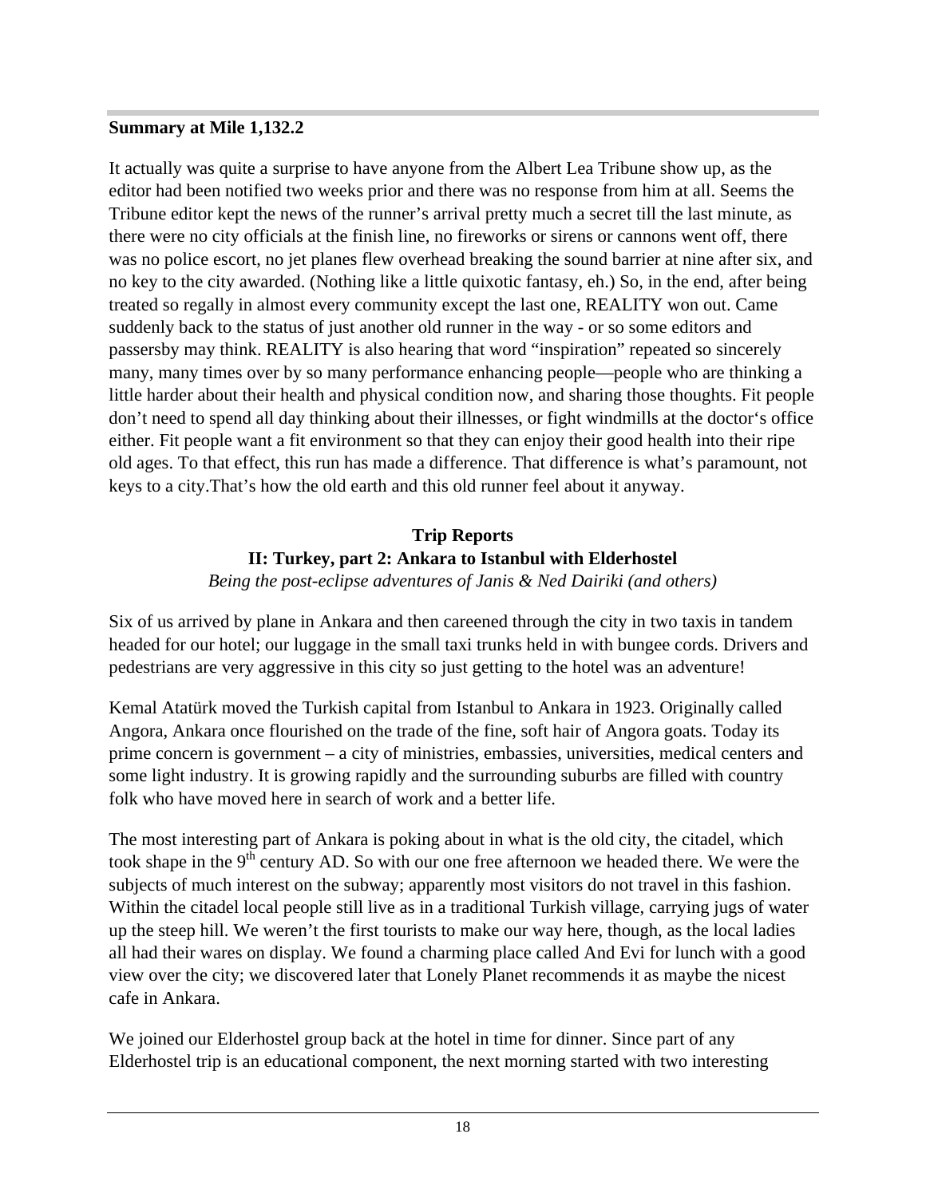**Summary at Mile 1,132.2**

It actually was quite a surprise to have anyone from the Albert Lea Tribune show up, as the editor had been notified two weeks prior and there was no response from him at all. Seems the Tribune editor kept the news of the runner's arrival pretty much a secret till the last minute, as there were no city officials at the finish line, no fireworks or sirens or cannons went off, there was no police escort, no jet planes flew overhead breaking the sound barrier at nine after six, and no key to the city awarded. (Nothing like a little quixotic fantasy, eh.) So, in the end, after being treated so regally in almost every community except the last one, REALITY won out. Came suddenly back to the status of just another old runner in the way - or so some editors and passersby may think. REALITY is also hearing that word "inspiration" repeated so sincerely many, many times over by so many performance enhancing people—people who are thinking a little harder about their health and physical condition now, and sharing those thoughts. Fit people don't need to spend all day thinking about their illnesses, or fight windmills at the doctor's office either. Fit people want a fit environment so that they can enjoy their good health into their ripe old ages. To that effect, this run has made a difference. That difference is what's paramount, not keys to a city.That's how the old earth and this old runner feel about it anyway.

## Trip Reports

### II: Turkey, part 2: Ankara to Istanbul with Elderhostel

*Being the post-eclipse adventures of Janis & Ned Dairiki (and others)*

Six of us arrived by plane in Ankara and then careened through the city in two taxis in tandem headed for our hotel; our luggage in the small taxi trunks held in with bungee cords. Drivers and pedestrians are very aggressive in this city so just getting to the hotel was an adventure!

Kemal Atatürk moved the Turkish capital from Istanbul to Ankara in 1923. Originally called Angora, Ankara once flourished on the trade of the fine, soft hair of Angora goats. Today its prime concern is government – a city of ministries, embassies, universities, medical centers and some light industry. It is growing rapidly and the surrounding suburbs are filled with country folk who have moved here in search of work and a better life.

The most interesting part of Ankara is poking about in what is the old city, the citadel, which took shape in the 9th century AD. So with our one free afternoon we headed there. We were the subjects of much interest on the subway; apparently most visitors do not travel in this fashion. Within the citadel local people still live as in a traditional Turkish village, carrying jugs of water up the steep hill. We weren't the first tourists to make our way here, though, as the local ladies all had their wares on display. We found a charming place called And Evi for lunch with a good view over the city; we discovered later that Lonely Planet recommends it as maybe the nicest cafe in Ankara.

We joined our Elderhostel group back at the hotel in time for dinner. Since part of any Elderhostel trip is an educational component, the next morning started with two interesting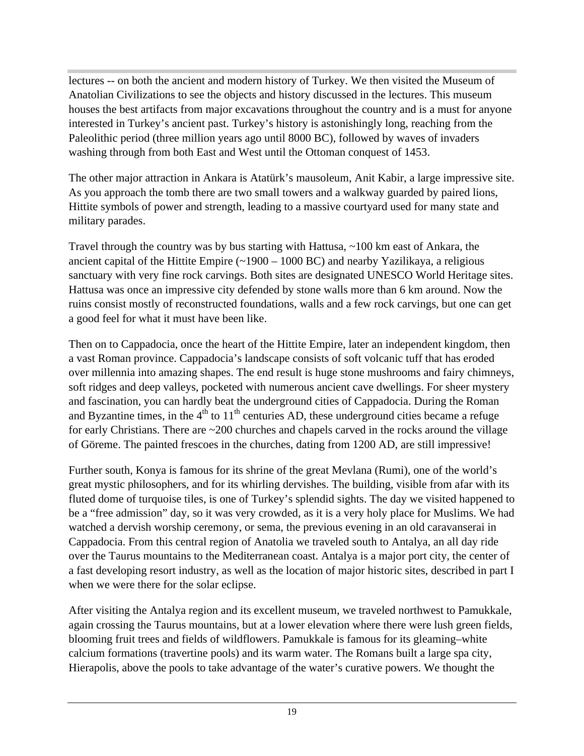lectures -- on both the ancient and modern history of Turkey. We then visited the Museum of Anatolian Civilizations to see the objects and history discussed in the lectures. This museum houses the best artifacts from major excavations throughout the country and is a must for anyone interested in Turkey's ancient past. Turkey's history is astonishingly long, reaching from the Paleolithic period (three million years ago until 8000 BC), followed by waves of invaders washing through from both East and West until the Ottoman conquest of 1453.

The other major attraction in Ankara is Atatürk's mausoleum, Anit Kabir, a large impressive site. As you approach the tomb there are two small towers and a walkway guarded by paired lions, Hittite symbols of power and strength, leading to a massive courtyard used for many state and military parades.

Travel through the country was by bus starting with Hattusa, ~100 km east of Ankara, the ancient capital of the Hittite Empire (~1900 – 1000 BC) and nearby Yazilikaya, a religious sanctuary with very fine rock carvings. Both sites are designated UNESCO World Heritage sites. Hattusa was once an impressive city defended by stone walls more than 6 km around. Now the ruins consist mostly of reconstructed foundations, walls and a few rock carvings, but one can get a good feel for what it must have been like.

Then on to Cappadocia, once the heart of the Hittite Empire, later an independent kingdom, then a vast Roman province. Cappadocia's landscape consists of soft volcanic tuff that has eroded over millennia into amazing shapes. The end result is huge stone mushrooms and fairy chimneys, soft ridges and deep valleys, pocketed with numerous ancient cave dwellings. For sheer mystery and fascination, you can hardly beat the underground cities of Cappadocia. During the Roman and Byzantine times, in the 4th to 11th centuries AD, these underground cities became a refuge for early Christians. There are ~200 churches and chapels carved in the rocks around the village of Göreme. The painted frescoes in the churches, dating from 1200 AD, are still impressive!

Further south, Konya is famous for its shrine of the great Mevlana (Rumi), one of the world's great mystic philosophers, and for its whirling dervishes. The building, visible from afar with its fluted dome of turquoise tiles, is one of Turkey's splendid sights. The day we visited happened to be a "free admission" day, so it was very crowded, as it is a very holy place for Muslims. We had watched a dervish worship ceremony, or sema, the previous evening in an old caravanserai in Cappadocia. From this central region of Anatolia we traveled south to Antalya, an all day ride over the Taurus mountains to the Mediterranean coast. Antalya is a major port city, the center of a fast developing resort industry, as well as the location of major historic sites, described in part I when we were there for the solar eclipse.

After visiting the Antalya region and its excellent museum, we traveled northwest to Pamukkale, again crossing the Taurus mountains, but at a lower elevation where there were lush green fields, blooming fruit trees and fields of wildflowers. Pamukkale is famous for its gleaming–white calcium formations (travertine pools) and its warm water. The Romans built a large spa city, Hierapolis, above the pools to take advantage of the water's curative powers. We thought the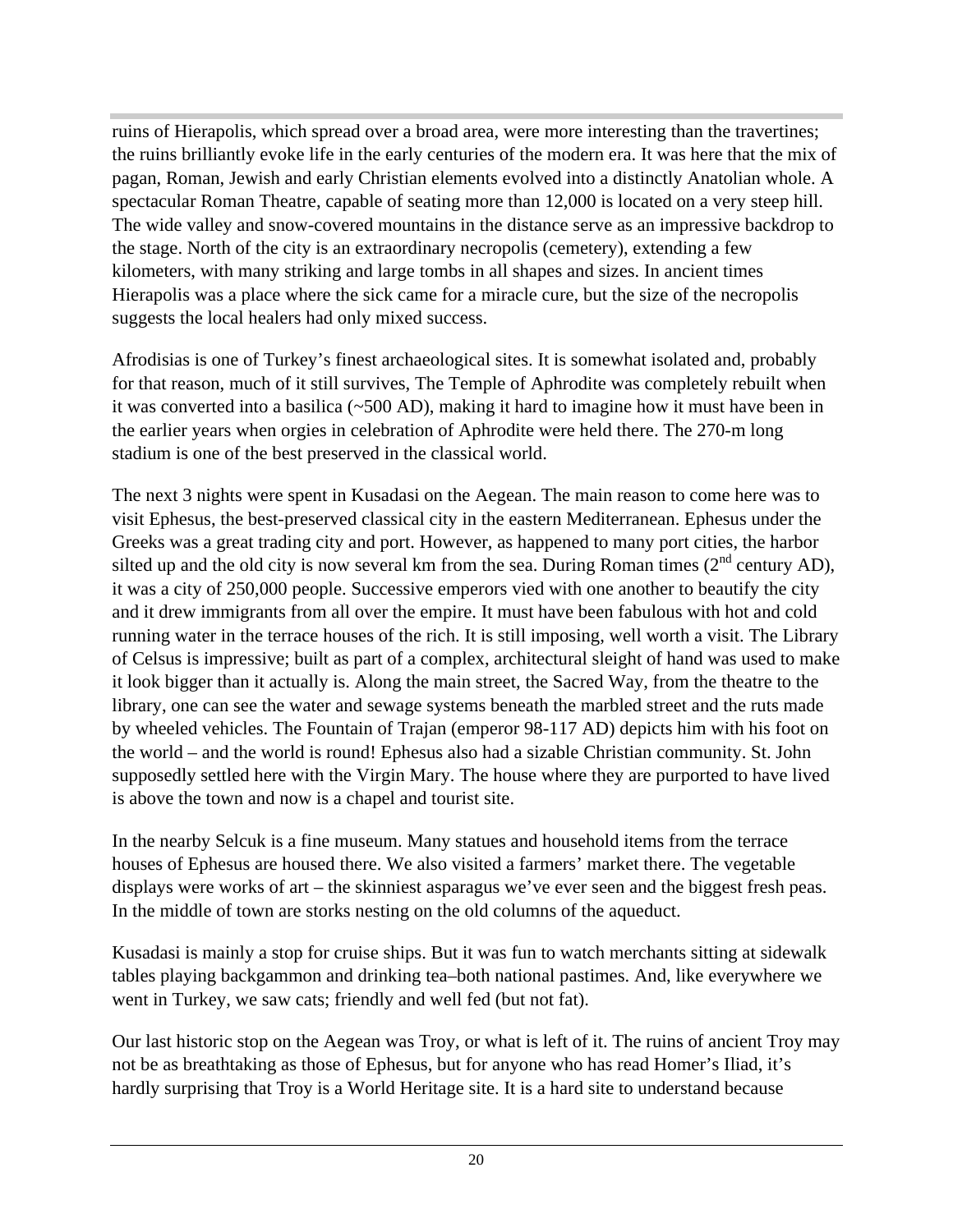ruins of Hierapolis, which spread over a broad area, were more interesting than the travertines; the ruins brilliantly evoke life in the early centuries of the modern era. It was here that the mix of pagan, Roman, Jewish and early Christian elements evolved into a distinctly Anatolian whole. A spectacular Roman Theatre, capable of seating more than 12,000 is located on a very steep hill. The wide valley and snow-covered mountains in the distance serve as an impressive backdrop to the stage. North of the city is an extraordinary necropolis (cemetery), extending a few kilometers, with many striking and large tombs in all shapes and sizes. In ancient times Hierapolis was a place where the sick came for a miracle cure, but the size of the necropolis suggests the local healers had only mixed success.

Afrodisias is one of Turkey's finest archaeological sites. It is somewhat isolated and, probably for that reason, much of it still survives, The Temple of Aphrodite was completely rebuilt when it was converted into a basilica (~500 AD), making it hard to imagine how it must have been in the earlier years when orgies in celebration of Aphrodite were held there. The 270-m long stadium is one of the best preserved in the classical world.

The next 3 nights were spent in Kusadasi on the Aegean. The main reason to come here was to visit Ephesus, the best-preserved classical city in the eastern Mediterranean. Ephesus under the Greeks was a great trading city and port. However, as happened to many port cities, the harbor silted up and the old city is now several km from the sea. During Roman times (2nd century AD), it was a city of 250,000 people. Successive emperors vied with one another to beautify the city and it drew immigrants from all over the empire. It must have been fabulous with hot and cold running water in the terrace houses of the rich. It is still imposing, well worth a visit. The Library of Celsus is impressive; built as part of a complex, architectural sleight of hand was used to make it look bigger than it actually is. Along the main street, the Sacred Way, from the theatre to the library, one can see the water and sewage systems beneath the marbled street and the ruts made by wheeled vehicles. The Fountain of Trajan (emperor 98-117 AD) depicts him with his foot on the world – and the world is round! Ephesus also had a sizable Christian community. St. John supposedly settled here with the Virgin Mary. The house where they are purported to have lived is above the town and now is a chapel and tourist site.

In the nearby Selcuk is a fine museum. Many statues and household items from the terrace houses of Ephesus are housed there. We also visited a farmers' market there. The vegetable displays were works of art – the skinniest asparagus we've ever seen and the biggest fresh peas. In the middle of town are storks nesting on the old columns of the aqueduct.

Kusadasi is mainly a stop for cruise ships. But it was fun to watch merchants sitting at sidewalk tables playing backgammon and drinking tea–both national pastimes. And, like everywhere we went in Turkey, we saw cats; friendly and well fed (but not fat).

Our last historic stop on the Aegean was Troy, or what is left of it. The ruins of ancient Troy may not be as breathtaking as those of Ephesus, but for anyone who has read Homer's Iliad, it's hardly surprising that Troy is a World Heritage site. It is a hard site to understand because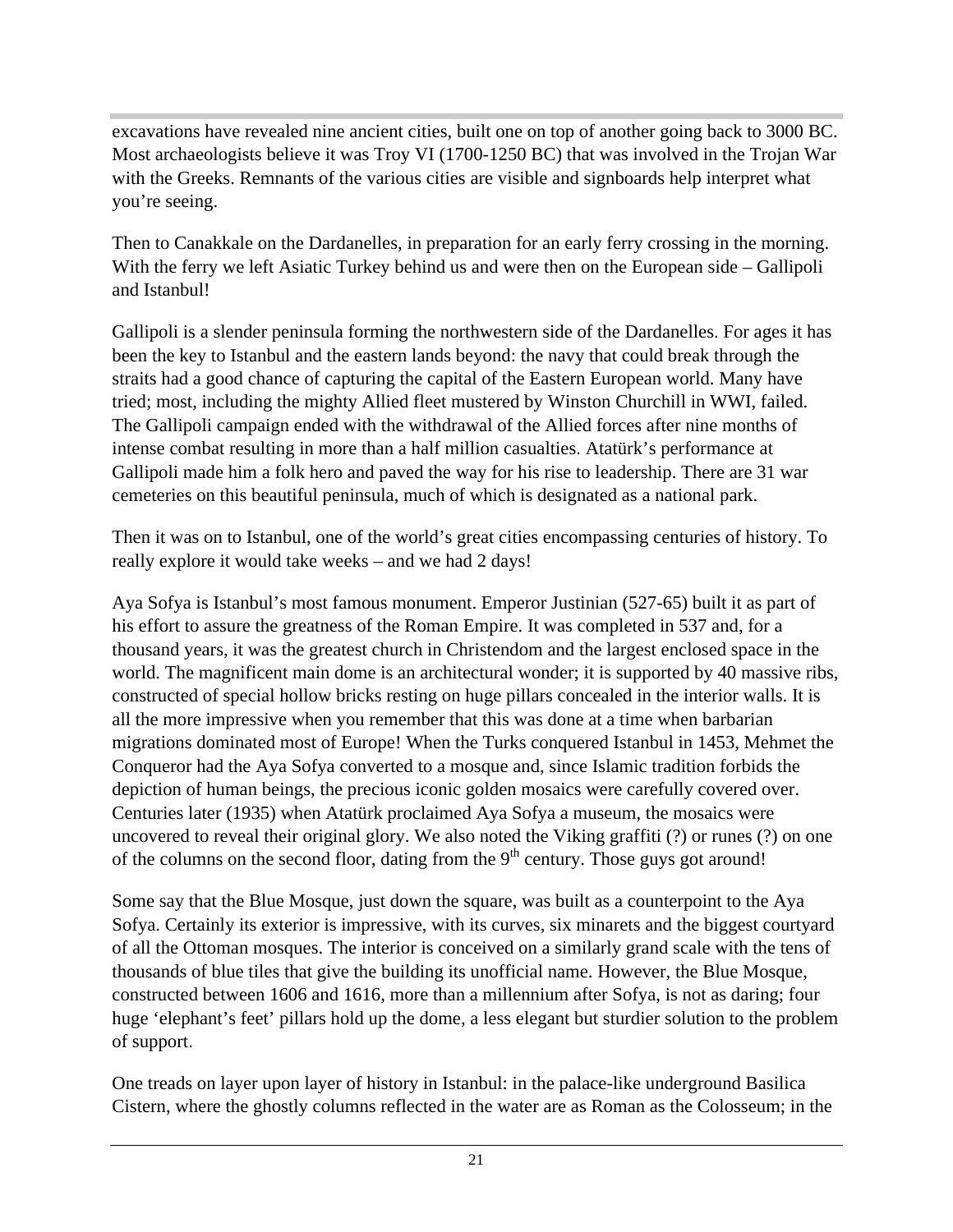excavations have revealed nine ancient cities, built one on top of another going back to 3000 BC. Most archaeologists believe it was Troy VI (1700-1250 BC) that was involved in the Trojan War with the Greeks. Remnants of the various cities are visible and signboards help interpret what you're seeing.

Then to Canakkale on the Dardanelles, in preparation for an early ferry crossing in the morning. With the ferry we left Asiatic Turkey behind us and were then on the European side – Gallipoli and Istanbul!

Gallipoli is a slender peninsula forming the northwestern side of the Dardanelles. For ages it has been the key to Istanbul and the eastern lands beyond: the navy that could break through the straits had a good chance of capturing the capital of the Eastern European world. Many have tried; most, including the mighty Allied fleet mustered by Winston Churchill in WWI, failed. The Gallipoli campaign ended with the withdrawal of the Allied forces after nine months of intense combat resulting in more than a half million casualties. Atatürk's performance at Gallipoli made him a folk hero and paved the way for his rise to leadership. There are 31 war cemeteries on this beautiful peninsula, much of which is designated as a national park.

Then it was on to Istanbul, one of the world's great cities encompassing centuries of history. To really explore it would take weeks – and we had 2 days!

Aya Sofya is Istanbul's most famous monument. Emperor Justinian (527-65) built it as part of his effort to assure the greatness of the Roman Empire. It was completed in 537 and, for a thousand years, it was the greatest church in Christendom and the largest enclosed space in the world. The magnificent main dome is an architectural wonder; it is supported by 40 massive ribs, constructed of special hollow bricks resting on huge pillars concealed in the interior walls. It is all the more impressive when you remember that this was done at a time when barbarian migrations dominated most of Europe! When the Turks conquered Istanbul in 1453, Mehmet the Conqueror had the Aya Sofya converted to a mosque and, since Islamic tradition forbids the depiction of human beings, the precious iconic golden mosaics were carefully covered over. Centuries later (1935) when Atatürk proclaimed Aya Sofya a museum, the mosaics were uncovered to reveal their original glory. We also noted the Viking graffiti (?) or runes (?) on one of the columns on the second floor, dating from the 9th century. Those guys got around!

Some say that the Blue Mosque, just down the square, was built as a counterpoint to the Aya Sofya. Certainly its exterior is impressive, with its curves, six minarets and the biggest courtyard of all the Ottoman mosques. The interior is conceived on a similarly grand scale with the tens of thousands of blue tiles that give the building its unofficial name. However, the Blue Mosque, constructed between 1606 and 1616, more than a millennium after Sofya, is not as daring; four huge 'elephant's feet' pillars hold up the dome, a less elegant but sturdier solution to the problem of support.

One treads on layer upon layer of history in Istanbul: in the palace-like underground Basilica Cistern, where the ghostly columns reflected in the water are as Roman as the Colosseum; in the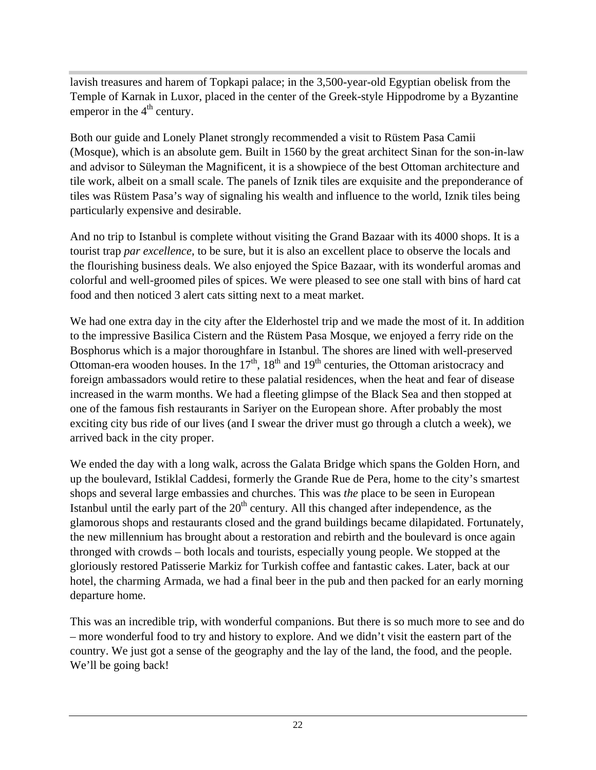lavish treasures and harem of Topkapi palace; in the 3,500-year-old Egyptian obelisk from the Temple of Karnak in Luxor, placed in the center of the Greek-style Hippodrome by a Byzantine emperor in the 4th century.

Both our guide and Lonely Planet strongly recommended a visit to Rüstem Pasa Camii (Mosque), which is an absolute gem. Built in 1560 by the great architect Sinan for the son-in-law and advisor to Süleyman the Magnificent, it is a showpiece of the best Ottoman architecture and tile work, albeit on a small scale. The panels of Iznik tiles are exquisite and the preponderance of tiles was Rüstem Pasa's way of signaling his wealth and influence to the world, Iznik tiles being particularly expensive and desirable.

And no trip to Istanbul is complete without visiting the Grand Bazaar with its 4000 shops. It is a tourist trap *par excellence*, to be sure, but it is also an excellent place to observe the locals and the flourishing business deals. We also enjoyed the Spice Bazaar, with its wonderful aromas and colorful and well-groomed piles of spices. We were pleased to see one stall with bins of hard cat food and then noticed 3 alert cats sitting next to a meat market.

We had one extra day in the city after the Elderhostel trip and we made the most of it. In addition to the impressive Basilica Cistern and the Rüstem Pasa Mosque, we enjoyed a ferry ride on the Bosphorus which is a major thoroughfare in Istanbul. The shores are lined with well-preserved Ottoman-era wooden houses. In the 17th, 18th and 19th centuries, the Ottoman aristocracy and foreign ambassadors would retire to these palatial residences, when the heat and fear of disease increased in the warm months. We had a fleeting glimpse of the Black Sea and then stopped at one of the famous fish restaurants in Sariyer on the European shore. After probably the most exciting city bus ride of our lives (and I swear the driver must go through a clutch a week), we arrived back in the city proper.

We ended the day with a long walk, across the Galata Bridge which spans the Golden Horn, and up the boulevard, Istiklal Caddesi, formerly the Grande Rue de Pera, home to the city's smartest shops and several large embassies and churches. This was *the* place to be seen in European Istanbul until the early part of the 20th century. All this changed after independence, as the glamorous shops and restaurants closed and the grand buildings became dilapidated. Fortunately, the new millennium has brought about a restoration and rebirth and the boulevard is once again thronged with crowds – both locals and tourists, especially young people. We stopped at the gloriously restored Patisserie Markiz for Turkish coffee and fantastic cakes. Later, back at our hotel, the charming Armada, we had a final beer in the pub and then packed for an early morning departure home.

This was an incredible trip, with wonderful companions. But there is so much more to see and do – more wonderful food to try and history to explore. And we didn't visit the eastern part of the country. We just got a sense of the geography and the lay of the land, the food, and the people. We'll be going back!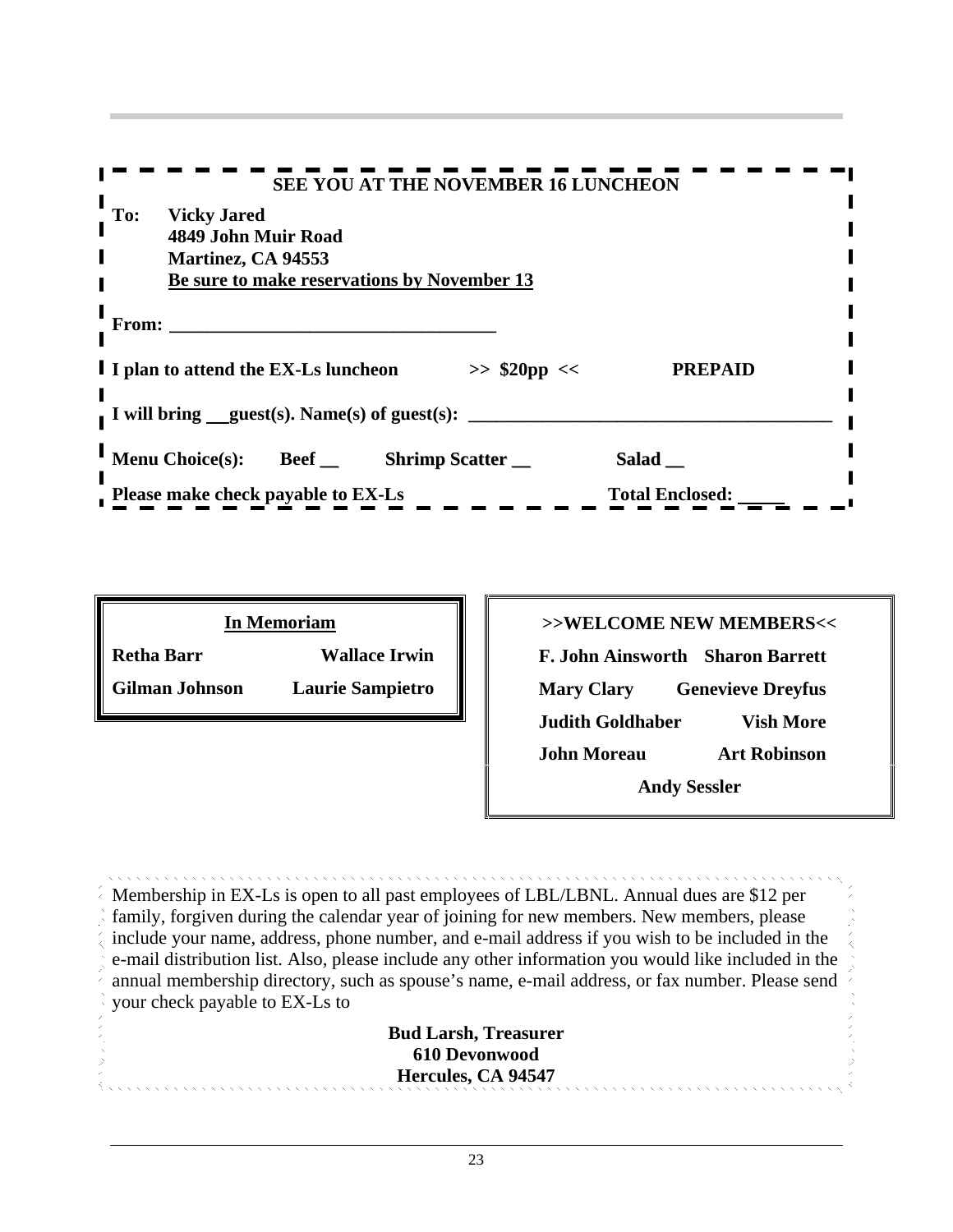**SEE YOU AT THE NOVEMBER 16 LUNCHEON**

**To: Vicky Jared**
**4849 John Muir Road**
**Martinez, CA 94553**
**Be sure to make reservations by November 13**

**From: ___________________________________**

**I plan to attend the EX-Ls luncheon >> $20pp << PREPAID**

**I will bring __guest(s). Name(s) of guest(s): ______________________________________**

**Menu Choice(s): Beef __ Shrimp Scatter __ Salad __**

**Please make check payable to EX-Ls Total Enclosed: _____**

**In Memoriam**

**Retha Barr** **Wallace Irwin**
**Gilman Johnson** **Laurie Sampietro**

**>>WELCOME NEW MEMBERS<<**

**F. John Ainsworth** **Sharon Barrett**
**Mary Clary** **Genevieve Dreyfus**
**Judith Goldhaber** **Vish More**
**John Moreau** **Art Robinson**
**Andy Sessler**

Membership in EX-Ls is open to all past employees of LBL/LBNL. Annual dues are $12 per family, forgiven during the calendar year of joining for new members. New members, please include your name, address, phone number, and e-mail address if you wish to be included in the e-mail distribution list. Also, please include any other information you would like included in the annual membership directory, such as spouse's name, e-mail address, or fax number. Please send your check payable to EX-Ls to

**Bud Larsh, Treasurer**
**610 Devonwood**
**Hercules, CA 94547**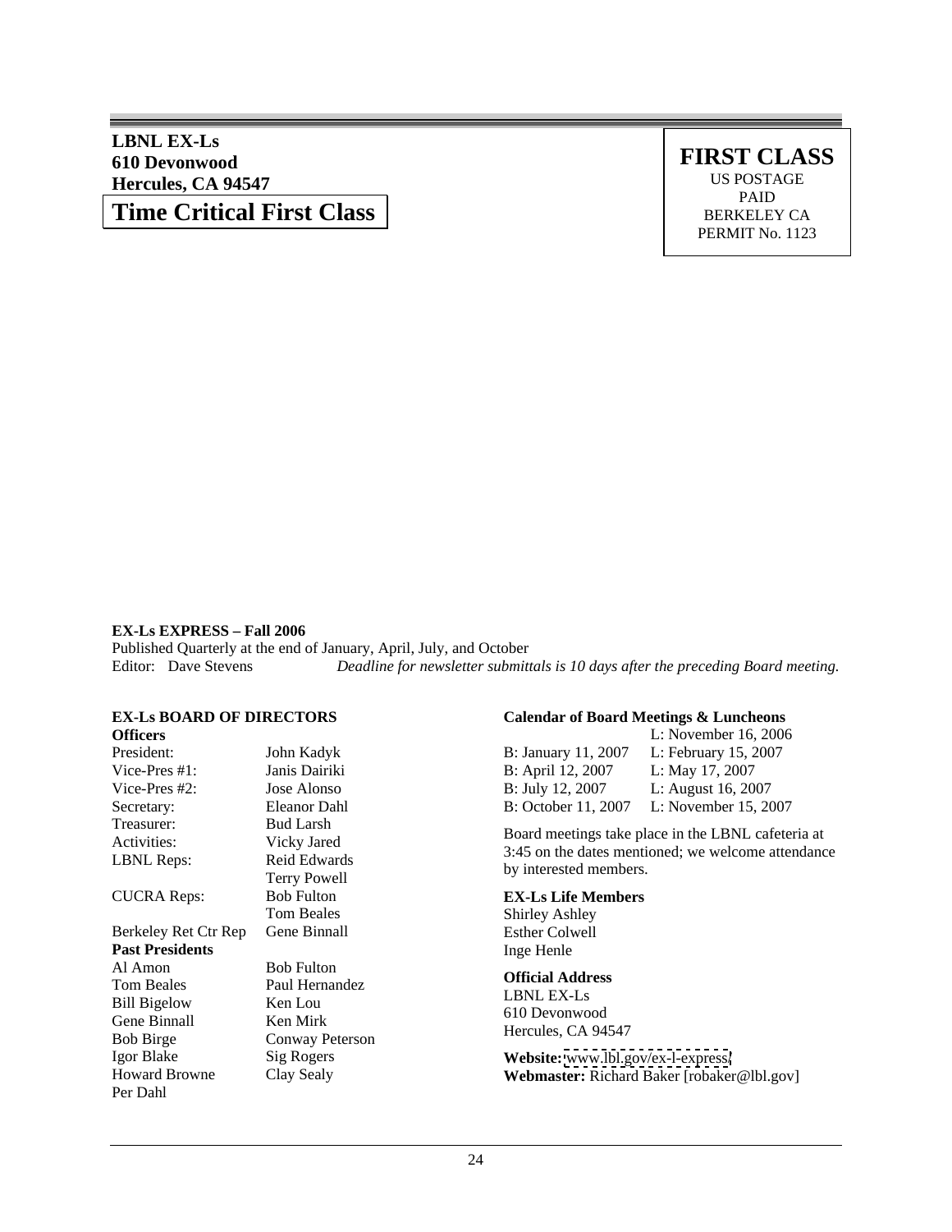**LBNL EX-Ls**
**610 Devonwood**
**Hercules, CA 94547**

**Time Critical First Class**

**FIRST CLASS**
US POSTAGE
PAID
BERKELEY CA
PERMIT No. 1123

**EX-Ls EXPRESS – Fall 2006**
Published Quarterly at the end of January, April, July, and October
Editor: Dave Stevens *Deadline for newsletter submittals is 10 days after the preceding Board meeting.*

**EX-Ls BOARD OF DIRECTORS**

**Officers**

| | |
|---|---|
| President: | John Kadyk |
| Vice-Pres #1: | Janis Dairiki |
| Vice-Pres #2: | Jose Alonso |
| Secretary: | Eleanor Dahl |
| Treasurer: | Bud Larsh |
| Activities: | Vicky Jared |
| LBNL Reps: | Reid Edwards |
| | Terry Powell |
| CUCRA Reps: | Bob Fulton |
| | Tom Beales |
| Berkeley Ret Ctr Rep | Gene Binnall |

**Past Presidents**

| | |
|---|---|
| Al Amon | Bob Fulton |
| Tom Beales | Paul Hernandez |
| Bill Bigelow | Ken Lou |
| Gene Binnall | Ken Mirk |
| Bob Birge | Conway Peterson |
| Igor Blake | Sig Rogers |
| Howard Browne | Clay Sealy |
| Per Dahl | |

**Calendar of Board Meetings & Luncheons**

| | |
|---|---|
| | L: November 16, 2006 |
| B: January 11, 2007 | L: February 15, 2007 |
| B: April 12, 2007 | L: May 17, 2007 |
| B: July 12, 2007 | L: August 16, 2007 |
| B: October 11, 2007 | L: November 15, 2007 |

Board meetings take place in the LBNL cafeteria at 3:45 on the dates mentioned; we welcome attendance by interested members.

**EX-Ls Life Members**
Shirley Ashley
Esther Colwell
Inge Henle

**Official Address**
LBNL EX-Ls
610 Devonwood
Hercules, CA 94547

**Website:** www.lbl.gov/ex-l-express/
**Webmaster:** Richard Baker [robaker@lbl.gov]